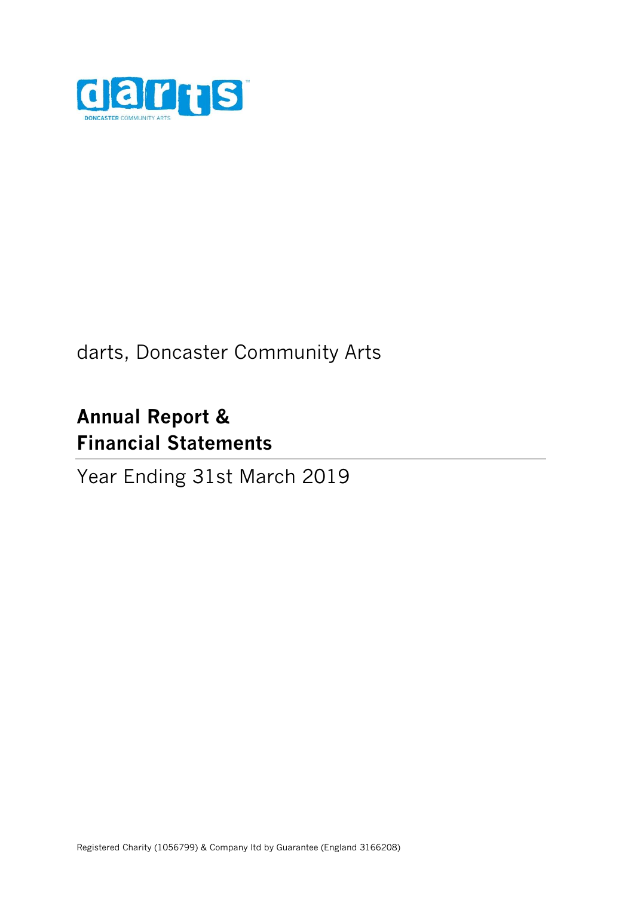darts, Doncaster Community Arts

# Annual Report & Financial Statements

Year Ending 31st March 2019

Registered Charity (1056799) & Company ltd by Guarantee (England 3166208)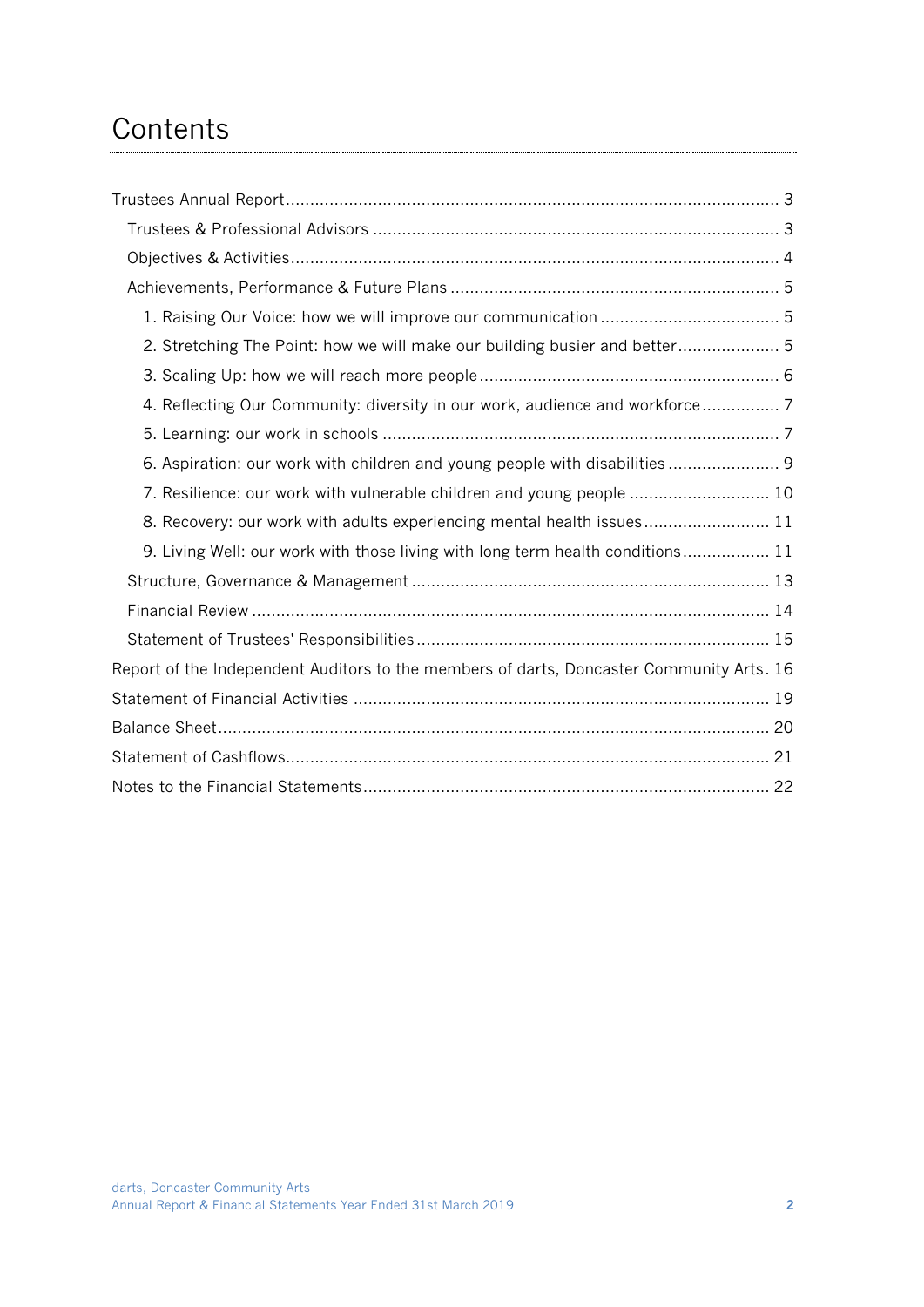# Contents

- Trustees Annual Report ... 3
  - Trustees & Professional Advisors ... 3
  - Objectives & Activities ... 4
  - Achievements, Performance & Future Plans ... 5
    - 1. Raising Our Voice: how we will improve our communication ... 5
    - 2. Stretching The Point: how we will make our building busier and better ... 5
    - 3. Scaling Up: how we will reach more people ... 6
    - 4. Reflecting Our Community: diversity in our work, audience and workforce ... 7
    - 5. Learning: our work in schools ... 7
    - 6. Aspiration: our work with children and young people with disabilities ... 9
    - 7. Resilience: our work with vulnerable children and young people ... 10
    - 8. Recovery: our work with adults experiencing mental health issues ... 11
    - 9. Living Well: our work with those living with long term health conditions ... 11
  - Structure, Governance & Management ... 13
  - Financial Review ... 14
  - Statement of Trustees' Responsibilities ... 15
- Report of the Independent Auditors to the members of darts, Doncaster Community Arts ... 16
- Statement of Financial Activities ... 19
- Balance Sheet ... 20
- Statement of Cashflows ... 21
- Notes to the Financial Statements ... 22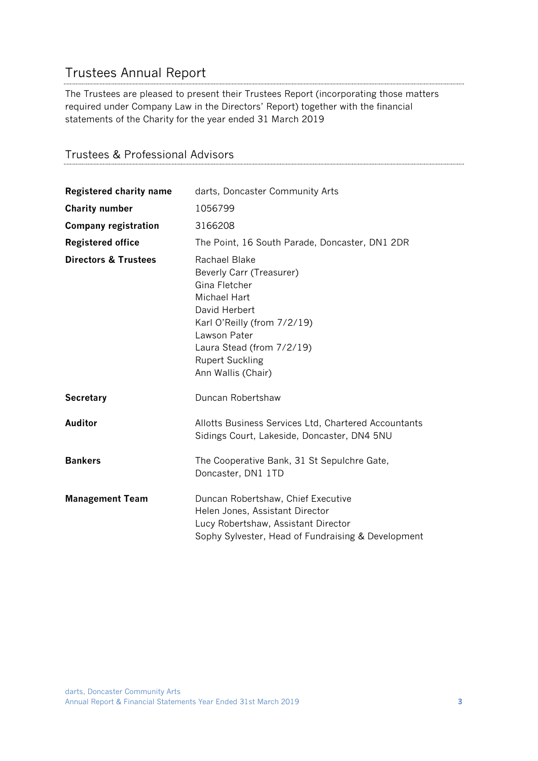# Trustees Annual Report

The Trustees are pleased to present their Trustees Report (incorporating those matters required under Company Law in the Directors' Report) together with the financial statements of the Charity for the year ended 31 March 2019

## Trustees & Professional Advisors

| | |
|---|---|
| **Registered charity name** | darts, Doncaster Community Arts |
| **Charity number** | 1056799 |
| **Company registration** | 3166208 |
| **Registered office** | The Point, 16 South Parade, Doncaster, DN1 2DR |
| **Directors & Trustees** | Rachael Blake<br>Beverly Carr (Treasurer)<br>Gina Fletcher<br>Michael Hart<br>David Herbert<br>Karl O'Reilly (from 7/2/19)<br>Lawson Pater<br>Laura Stead (from 7/2/19)<br>Rupert Suckling<br>Ann Wallis (Chair) |
| **Secretary** | Duncan Robertshaw |
| **Auditor** | Allotts Business Services Ltd, Chartered Accountants<br>Sidings Court, Lakeside, Doncaster, DN4 5NU |
| **Bankers** | The Cooperative Bank, 31 St Sepulchre Gate,<br>Doncaster, DN1 1TD |
| **Management Team** | Duncan Robertshaw, Chief Executive<br>Helen Jones, Assistant Director<br>Lucy Robertshaw, Assistant Director<br>Sophy Sylvester, Head of Fundraising & Development |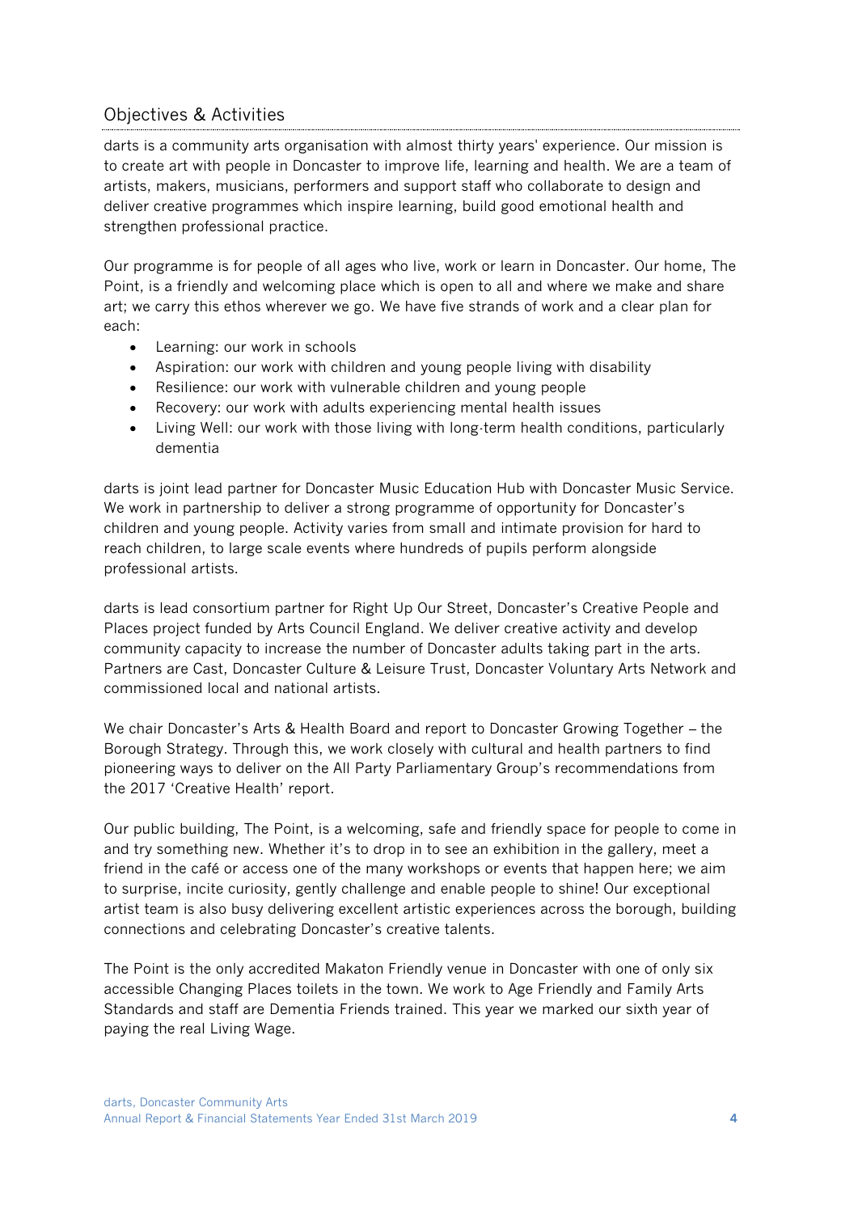## Objectives & Activities

darts is a community arts organisation with almost thirty years' experience. Our mission is to create art with people in Doncaster to improve life, learning and health. We are a team of artists, makers, musicians, performers and support staff who collaborate to design and deliver creative programmes which inspire learning, build good emotional health and strengthen professional practice.

Our programme is for people of all ages who live, work or learn in Doncaster. Our home, The Point, is a friendly and welcoming place which is open to all and where we make and share art; we carry this ethos wherever we go. We have five strands of work and a clear plan for each:

- Learning: our work in schools
- Aspiration: our work with children and young people living with disability
- Resilience: our work with vulnerable children and young people
- Recovery: our work with adults experiencing mental health issues
- Living Well: our work with those living with long-term health conditions, particularly dementia

darts is joint lead partner for Doncaster Music Education Hub with Doncaster Music Service. We work in partnership to deliver a strong programme of opportunity for Doncaster's children and young people. Activity varies from small and intimate provision for hard to reach children, to large scale events where hundreds of pupils perform alongside professional artists.

darts is lead consortium partner for Right Up Our Street, Doncaster's Creative People and Places project funded by Arts Council England. We deliver creative activity and develop community capacity to increase the number of Doncaster adults taking part in the arts. Partners are Cast, Doncaster Culture & Leisure Trust, Doncaster Voluntary Arts Network and commissioned local and national artists.

We chair Doncaster's Arts & Health Board and report to Doncaster Growing Together – the Borough Strategy. Through this, we work closely with cultural and health partners to find pioneering ways to deliver on the All Party Parliamentary Group's recommendations from the 2017 'Creative Health' report.

Our public building, The Point, is a welcoming, safe and friendly space for people to come in and try something new. Whether it's to drop in to see an exhibition in the gallery, meet a friend in the café or access one of the many workshops or events that happen here; we aim to surprise, incite curiosity, gently challenge and enable people to shine! Our exceptional artist team is also busy delivering excellent artistic experiences across the borough, building connections and celebrating Doncaster's creative talents.

The Point is the only accredited Makaton Friendly venue in Doncaster with one of only six accessible Changing Places toilets in the town. We work to Age Friendly and Family Arts Standards and staff are Dementia Friends trained. This year we marked our sixth year of paying the real Living Wage.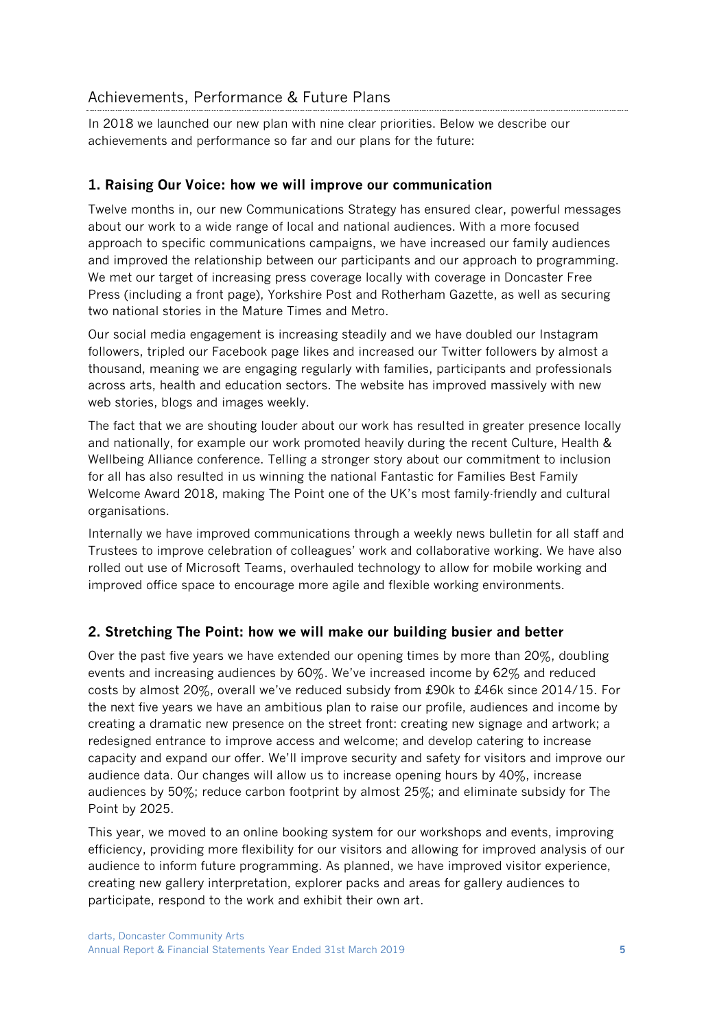## Achievements, Performance & Future Plans

In 2018 we launched our new plan with nine clear priorities. Below we describe our achievements and performance so far and our plans for the future:

### 1. Raising Our Voice: how we will improve our communication

Twelve months in, our new Communications Strategy has ensured clear, powerful messages about our work to a wide range of local and national audiences. With a more focused approach to specific communications campaigns, we have increased our family audiences and improved the relationship between our participants and our approach to programming. We met our target of increasing press coverage locally with coverage in Doncaster Free Press (including a front page), Yorkshire Post and Rotherham Gazette, as well as securing two national stories in the Mature Times and Metro.

Our social media engagement is increasing steadily and we have doubled our Instagram followers, tripled our Facebook page likes and increased our Twitter followers by almost a thousand, meaning we are engaging regularly with families, participants and professionals across arts, health and education sectors. The website has improved massively with new web stories, blogs and images weekly.

The fact that we are shouting louder about our work has resulted in greater presence locally and nationally, for example our work promoted heavily during the recent Culture, Health & Wellbeing Alliance conference. Telling a stronger story about our commitment to inclusion for all has also resulted in us winning the national Fantastic for Families Best Family Welcome Award 2018, making The Point one of the UK's most family-friendly and cultural organisations.

Internally we have improved communications through a weekly news bulletin for all staff and Trustees to improve celebration of colleagues' work and collaborative working. We have also rolled out use of Microsoft Teams, overhauled technology to allow for mobile working and improved office space to encourage more agile and flexible working environments.

### 2. Stretching The Point: how we will make our building busier and better

Over the past five years we have extended our opening times by more than 20%, doubling events and increasing audiences by 60%. We've increased income by 62% and reduced costs by almost 20%, overall we've reduced subsidy from £90k to £46k since 2014/15. For the next five years we have an ambitious plan to raise our profile, audiences and income by creating a dramatic new presence on the street front: creating new signage and artwork; a redesigned entrance to improve access and welcome; and develop catering to increase capacity and expand our offer. We'll improve security and safety for visitors and improve our audience data. Our changes will allow us to increase opening hours by 40%, increase audiences by 50%; reduce carbon footprint by almost 25%; and eliminate subsidy for The Point by 2025.

This year, we moved to an online booking system for our workshops and events, improving efficiency, providing more flexibility for our visitors and allowing for improved analysis of our audience to inform future programming. As planned, we have improved visitor experience, creating new gallery interpretation, explorer packs and areas for gallery audiences to participate, respond to the work and exhibit their own art.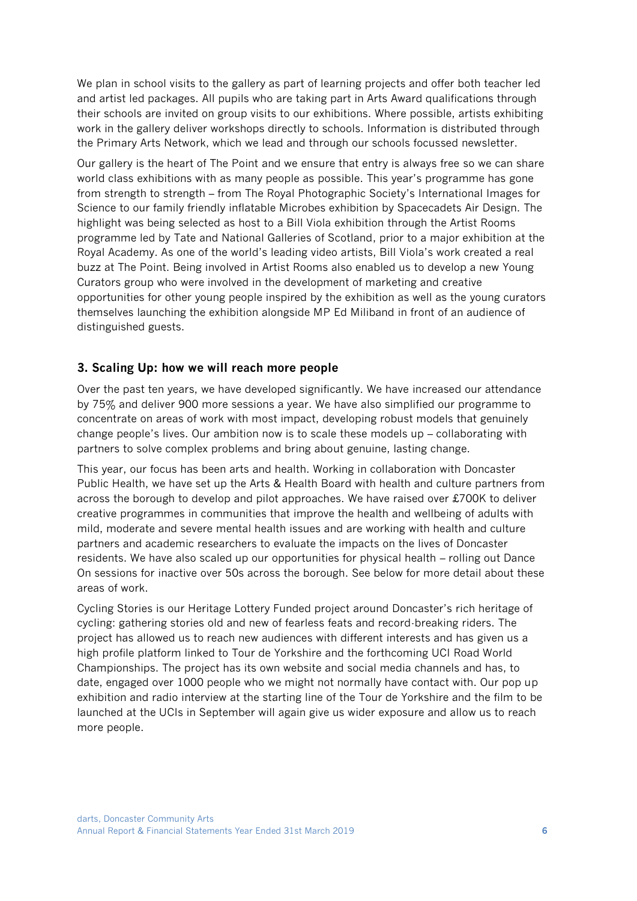We plan in school visits to the gallery as part of learning projects and offer both teacher led and artist led packages. All pupils who are taking part in Arts Award qualifications through their schools are invited on group visits to our exhibitions. Where possible, artists exhibiting work in the gallery deliver workshops directly to schools. Information is distributed through the Primary Arts Network, which we lead and through our schools focussed newsletter.

Our gallery is the heart of The Point and we ensure that entry is always free so we can share world class exhibitions with as many people as possible. This year's programme has gone from strength to strength – from The Royal Photographic Society's International Images for Science to our family friendly inflatable Microbes exhibition by Spacecadets Air Design. The highlight was being selected as host to a Bill Viola exhibition through the Artist Rooms programme led by Tate and National Galleries of Scotland, prior to a major exhibition at the Royal Academy. As one of the world's leading video artists, Bill Viola's work created a real buzz at The Point. Being involved in Artist Rooms also enabled us to develop a new Young Curators group who were involved in the development of marketing and creative opportunities for other young people inspired by the exhibition as well as the young curators themselves launching the exhibition alongside MP Ed Miliband in front of an audience of distinguished guests.

### 3. Scaling Up: how we will reach more people

Over the past ten years, we have developed significantly. We have increased our attendance by 75% and deliver 900 more sessions a year. We have also simplified our programme to concentrate on areas of work with most impact, developing robust models that genuinely change people's lives. Our ambition now is to scale these models up – collaborating with partners to solve complex problems and bring about genuine, lasting change.

This year, our focus has been arts and health. Working in collaboration with Doncaster Public Health, we have set up the Arts & Health Board with health and culture partners from across the borough to develop and pilot approaches. We have raised over £700K to deliver creative programmes in communities that improve the health and wellbeing of adults with mild, moderate and severe mental health issues and are working with health and culture partners and academic researchers to evaluate the impacts on the lives of Doncaster residents. We have also scaled up our opportunities for physical health – rolling out Dance On sessions for inactive over 50s across the borough. See below for more detail about these areas of work.

Cycling Stories is our Heritage Lottery Funded project around Doncaster's rich heritage of cycling: gathering stories old and new of fearless feats and record-breaking riders. The project has allowed us to reach new audiences with different interests and has given us a high profile platform linked to Tour de Yorkshire and the forthcoming UCI Road World Championships. The project has its own website and social media channels and has, to date, engaged over 1000 people who we might not normally have contact with. Our pop up exhibition and radio interview at the starting line of the Tour de Yorkshire and the film to be launched at the UCIs in September will again give us wider exposure and allow us to reach more people.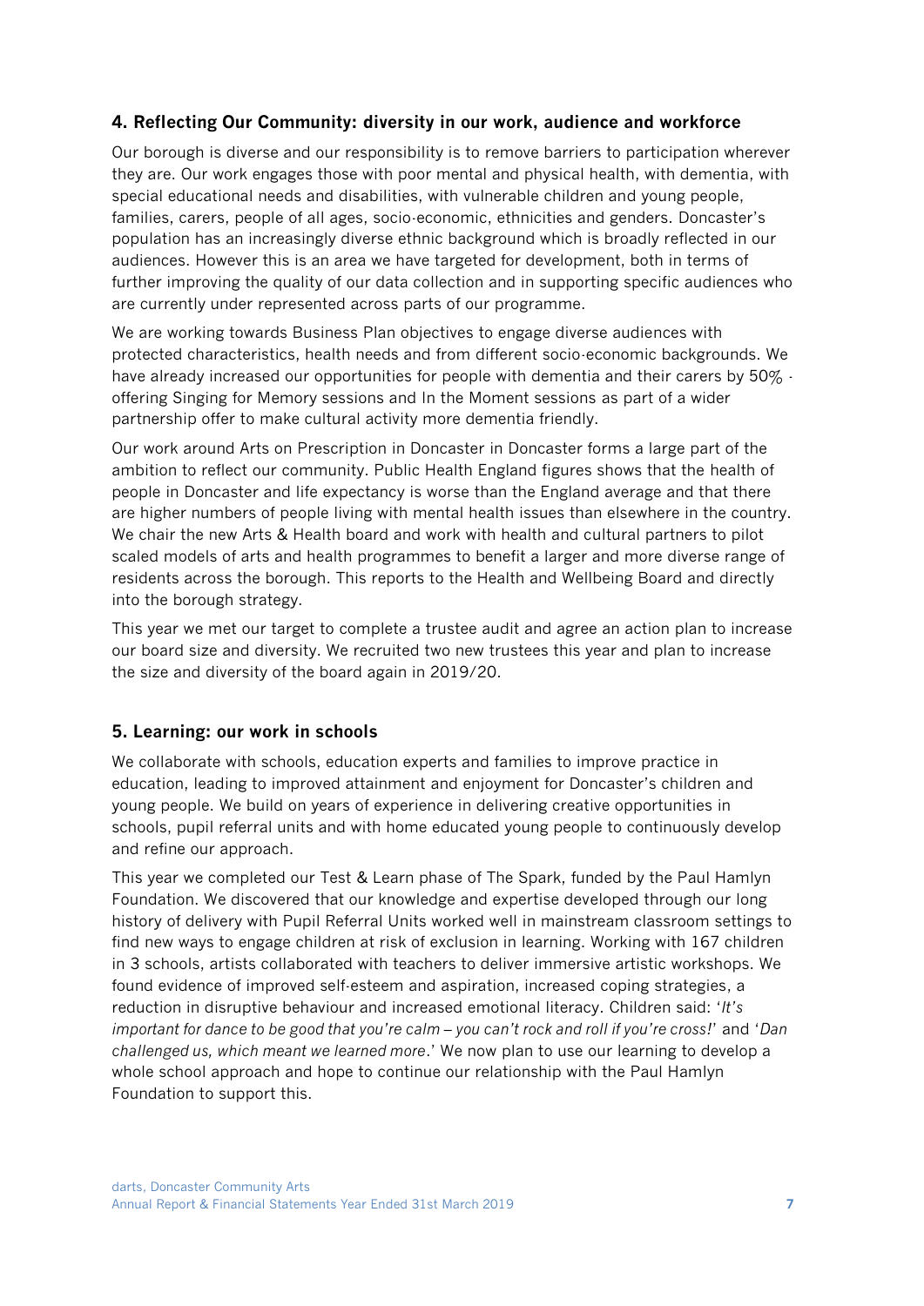## 4. Reflecting Our Community: diversity in our work, audience and workforce

Our borough is diverse and our responsibility is to remove barriers to participation wherever they are. Our work engages those with poor mental and physical health, with dementia, with special educational needs and disabilities, with vulnerable children and young people, families, carers, people of all ages, socio-economic, ethnicities and genders. Doncaster's population has an increasingly diverse ethnic background which is broadly reflected in our audiences. However this is an area we have targeted for development, both in terms of further improving the quality of our data collection and in supporting specific audiences who are currently under represented across parts of our programme.

We are working towards Business Plan objectives to engage diverse audiences with protected characteristics, health needs and from different socio-economic backgrounds. We have already increased our opportunities for people with dementia and their carers by 50% - offering Singing for Memory sessions and In the Moment sessions as part of a wider partnership offer to make cultural activity more dementia friendly.

Our work around Arts on Prescription in Doncaster in Doncaster forms a large part of the ambition to reflect our community. Public Health England figures shows that the health of people in Doncaster and life expectancy is worse than the England average and that there are higher numbers of people living with mental health issues than elsewhere in the country. We chair the new Arts & Health board and work with health and cultural partners to pilot scaled models of arts and health programmes to benefit a larger and more diverse range of residents across the borough. This reports to the Health and Wellbeing Board and directly into the borough strategy.

This year we met our target to complete a trustee audit and agree an action plan to increase our board size and diversity. We recruited two new trustees this year and plan to increase the size and diversity of the board again in 2019/20.

## 5. Learning: our work in schools

We collaborate with schools, education experts and families to improve practice in education, leading to improved attainment and enjoyment for Doncaster's children and young people. We build on years of experience in delivering creative opportunities in schools, pupil referral units and with home educated young people to continuously develop and refine our approach.

This year we completed our Test & Learn phase of The Spark, funded by the Paul Hamlyn Foundation. We discovered that our knowledge and expertise developed through our long history of delivery with Pupil Referral Units worked well in mainstream classroom settings to find new ways to engage children at risk of exclusion in learning. Working with 167 children in 3 schools, artists collaborated with teachers to deliver immersive artistic workshops. We found evidence of improved self-esteem and aspiration, increased coping strategies, a reduction in disruptive behaviour and increased emotional literacy. Children said: '*It's important for dance to be good that you're calm – you can't rock and roll if you're cross!*' and '*Dan challenged us, which meant we learned more*.' We now plan to use our learning to develop a whole school approach and hope to continue our relationship with the Paul Hamlyn Foundation to support this.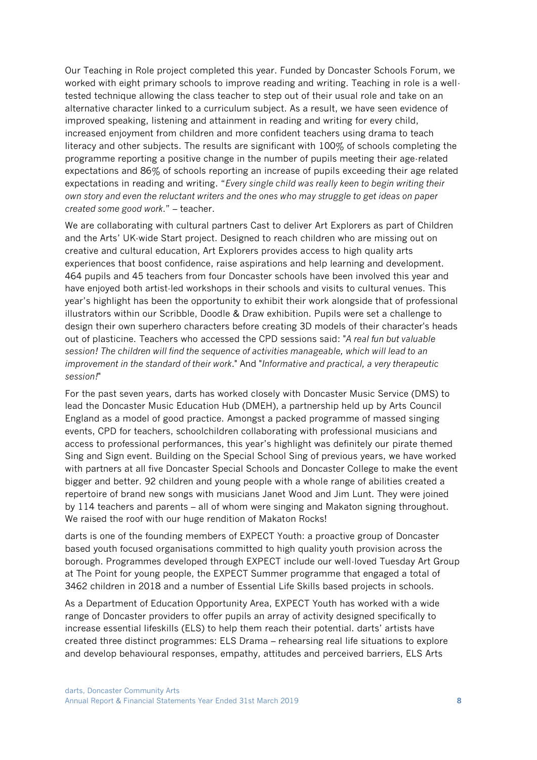Our Teaching in Role project completed this year. Funded by Doncaster Schools Forum, we worked with eight primary schools to improve reading and writing. Teaching in role is a well-tested technique allowing the class teacher to step out of their usual role and take on an alternative character linked to a curriculum subject. As a result, we have seen evidence of improved speaking, listening and attainment in reading and writing for every child, increased enjoyment from children and more confident teachers using drama to teach literacy and other subjects. The results are significant with 100% of schools completing the programme reporting a positive change in the number of pupils meeting their age-related expectations and 86% of schools reporting an increase of pupils exceeding their age related expectations in reading and writing. "*Every single child was really keen to begin writing their own story and even the reluctant writers and the ones who may struggle to get ideas on paper created some good work.*" – teacher.

We are collaborating with cultural partners Cast to deliver Art Explorers as part of Children and the Arts' UK-wide Start project. Designed to reach children who are missing out on creative and cultural education, Art Explorers provides access to high quality arts experiences that boost confidence, raise aspirations and help learning and development. 464 pupils and 45 teachers from four Doncaster schools have been involved this year and have enjoyed both artist-led workshops in their schools and visits to cultural venues. This year's highlight has been the opportunity to exhibit their work alongside that of professional illustrators within our Scribble, Doodle & Draw exhibition. Pupils were set a challenge to design their own superhero characters before creating 3D models of their character's heads out of plasticine. Teachers who accessed the CPD sessions said: "*A real fun but valuable session! The children will find the sequence of activities manageable, which will lead to an improvement in the standard of their work*." And "*Informative and practical, a very therapeutic session!*"

For the past seven years, darts has worked closely with Doncaster Music Service (DMS) to lead the Doncaster Music Education Hub (DMEH), a partnership held up by Arts Council England as a model of good practice. Amongst a packed programme of massed singing events, CPD for teachers, schoolchildren collaborating with professional musicians and access to professional performances, this year's highlight was definitely our pirate themed Sing and Sign event. Building on the Special School Sing of previous years, we have worked with partners at all five Doncaster Special Schools and Doncaster College to make the event bigger and better. 92 children and young people with a whole range of abilities created a repertoire of brand new songs with musicians Janet Wood and Jim Lunt. They were joined by 114 teachers and parents – all of whom were singing and Makaton signing throughout. We raised the roof with our huge rendition of Makaton Rocks!

darts is one of the founding members of EXPECT Youth: a proactive group of Doncaster based youth focused organisations committed to high quality youth provision across the borough. Programmes developed through EXPECT include our well-loved Tuesday Art Group at The Point for young people, the EXPECT Summer programme that engaged a total of 3462 children in 2018 and a number of Essential Life Skills based projects in schools.

As a Department of Education Opportunity Area, EXPECT Youth has worked with a wide range of Doncaster providers to offer pupils an array of activity designed specifically to increase essential lifeskills (ELS) to help them reach their potential. darts' artists have created three distinct programmes: ELS Drama – rehearsing real life situations to explore and develop behavioural responses, empathy, attitudes and perceived barriers, ELS Arts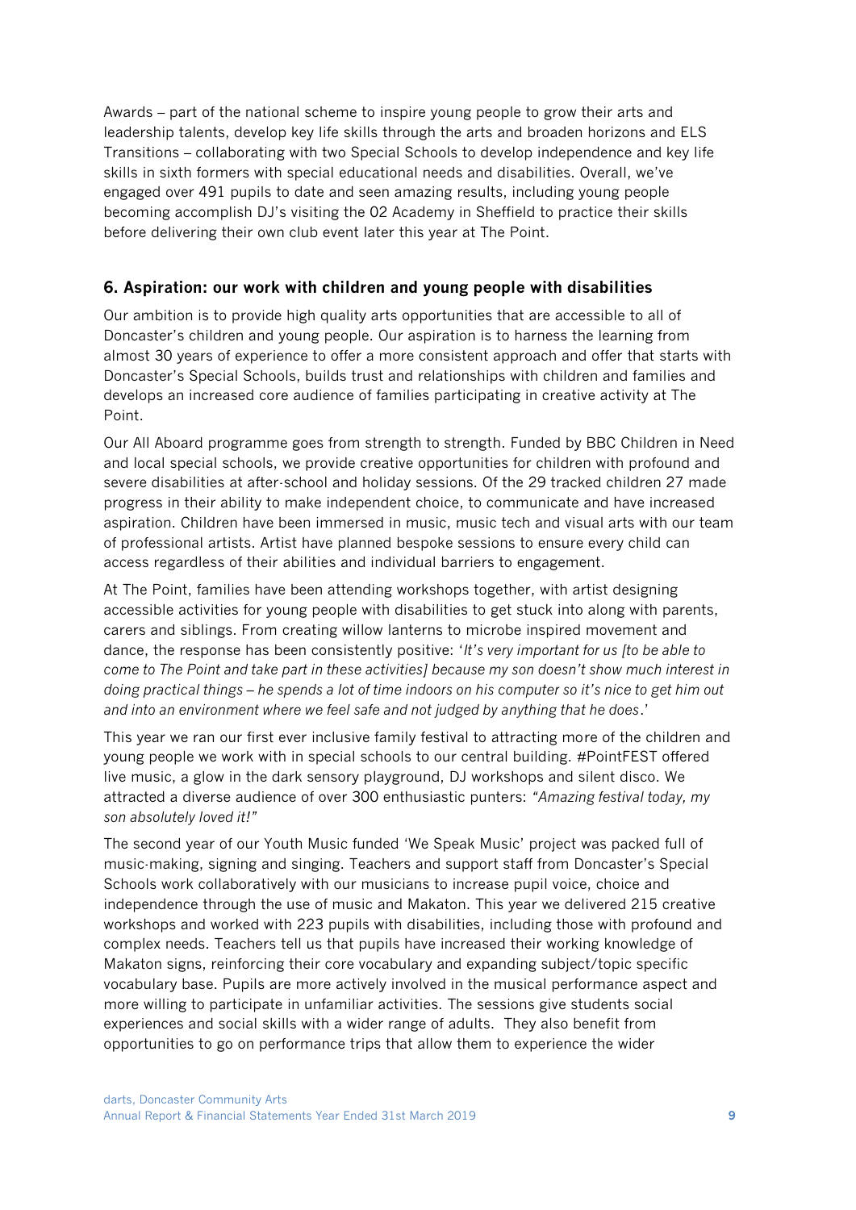Awards – part of the national scheme to inspire young people to grow their arts and leadership talents, develop key life skills through the arts and broaden horizons and ELS Transitions – collaborating with two Special Schools to develop independence and key life skills in sixth formers with special educational needs and disabilities. Overall, we've engaged over 491 pupils to date and seen amazing results, including young people becoming accomplish DJ's visiting the 02 Academy in Sheffield to practice their skills before delivering their own club event later this year at The Point.

## 6. Aspiration: our work with children and young people with disabilities

Our ambition is to provide high quality arts opportunities that are accessible to all of Doncaster's children and young people. Our aspiration is to harness the learning from almost 30 years of experience to offer a more consistent approach and offer that starts with Doncaster's Special Schools, builds trust and relationships with children and families and develops an increased core audience of families participating in creative activity at The Point.

Our All Aboard programme goes from strength to strength. Funded by BBC Children in Need and local special schools, we provide creative opportunities for children with profound and severe disabilities at after-school and holiday sessions. Of the 29 tracked children 27 made progress in their ability to make independent choice, to communicate and have increased aspiration. Children have been immersed in music, music tech and visual arts with our team of professional artists. Artist have planned bespoke sessions to ensure every child can access regardless of their abilities and individual barriers to engagement.

At The Point, families have been attending workshops together, with artist designing accessible activities for young people with disabilities to get stuck into along with parents, carers and siblings. From creating willow lanterns to microbe inspired movement and dance, the response has been consistently positive: '*It's very important for us [to be able to come to The Point and take part in these activities] because my son doesn't show much interest in doing practical things – he spends a lot of time indoors on his computer so it's nice to get him out and into an environment where we feel safe and not judged by anything that he does*.'

This year we ran our first ever inclusive family festival to attracting more of the children and young people we work with in special schools to our central building. #PointFEST offered live music, a glow in the dark sensory playground, DJ workshops and silent disco. We attracted a diverse audience of over 300 enthusiastic punters: *"Amazing festival today, my son absolutely loved it!"*

The second year of our Youth Music funded 'We Speak Music' project was packed full of music-making, signing and singing. Teachers and support staff from Doncaster's Special Schools work collaboratively with our musicians to increase pupil voice, choice and independence through the use of music and Makaton. This year we delivered 215 creative workshops and worked with 223 pupils with disabilities, including those with profound and complex needs. Teachers tell us that pupils have increased their working knowledge of Makaton signs, reinforcing their core vocabulary and expanding subject/topic specific vocabulary base. Pupils are more actively involved in the musical performance aspect and more willing to participate in unfamiliar activities. The sessions give students social experiences and social skills with a wider range of adults. They also benefit from opportunities to go on performance trips that allow them to experience the wider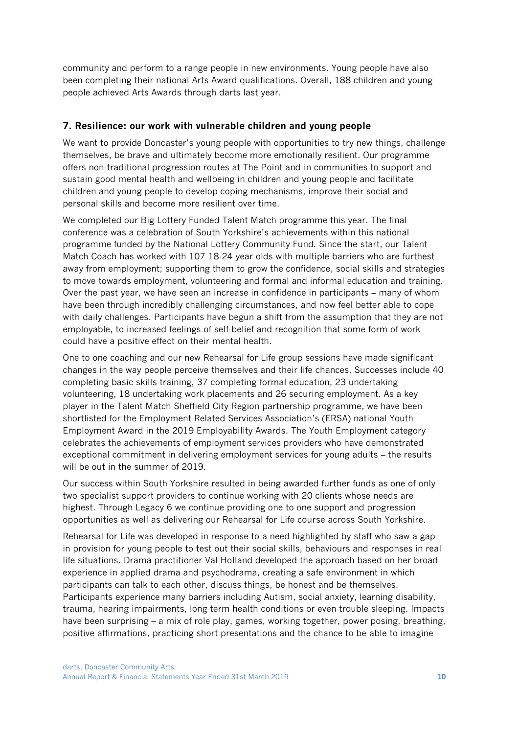community and perform to a range people in new environments. Young people have also been completing their national Arts Award qualifications. Overall, 188 children and young people achieved Arts Awards through darts last year.

## 7. Resilience: our work with vulnerable children and young people

We want to provide Doncaster's young people with opportunities to try new things, challenge themselves, be brave and ultimately become more emotionally resilient. Our programme offers non-traditional progression routes at The Point and in communities to support and sustain good mental health and wellbeing in children and young people and facilitate children and young people to develop coping mechanisms, improve their social and personal skills and become more resilient over time.

We completed our Big Lottery Funded Talent Match programme this year. The final conference was a celebration of South Yorkshire's achievements within this national programme funded by the National Lottery Community Fund. Since the start, our Talent Match Coach has worked with 107 18-24 year olds with multiple barriers who are furthest away from employment; supporting them to grow the confidence, social skills and strategies to move towards employment, volunteering and formal and informal education and training. Over the past year, we have seen an increase in confidence in participants – many of whom have been through incredibly challenging circumstances, and now feel better able to cope with daily challenges. Participants have begun a shift from the assumption that they are not employable, to increased feelings of self-belief and recognition that some form of work could have a positive effect on their mental health.

One to one coaching and our new Rehearsal for Life group sessions have made significant changes in the way people perceive themselves and their life chances. Successes include 40 completing basic skills training, 37 completing formal education, 23 undertaking volunteering, 18 undertaking work placements and 26 securing employment. As a key player in the Talent Match Sheffield City Region partnership programme, we have been shortlisted for the Employment Related Services Association's (ERSA) national Youth Employment Award in the 2019 Employability Awards. The Youth Employment category celebrates the achievements of employment services providers who have demonstrated exceptional commitment in delivering employment services for young adults – the results will be out in the summer of 2019.

Our success within South Yorkshire resulted in being awarded further funds as one of only two specialist support providers to continue working with 20 clients whose needs are highest. Through Legacy 6 we continue providing one to one support and progression opportunities as well as delivering our Rehearsal for Life course across South Yorkshire.

Rehearsal for Life was developed in response to a need highlighted by staff who saw a gap in provision for young people to test out their social skills, behaviours and responses in real life situations. Drama practitioner Val Holland developed the approach based on her broad experience in applied drama and psychodrama, creating a safe environment in which participants can talk to each other, discuss things, be honest and be themselves. Participants experience many barriers including Autism, social anxiety, learning disability, trauma, hearing impairments, long term health conditions or even trouble sleeping. Impacts have been surprising – a mix of role play, games, working together, power posing, breathing, positive affirmations, practicing short presentations and the chance to be able to imagine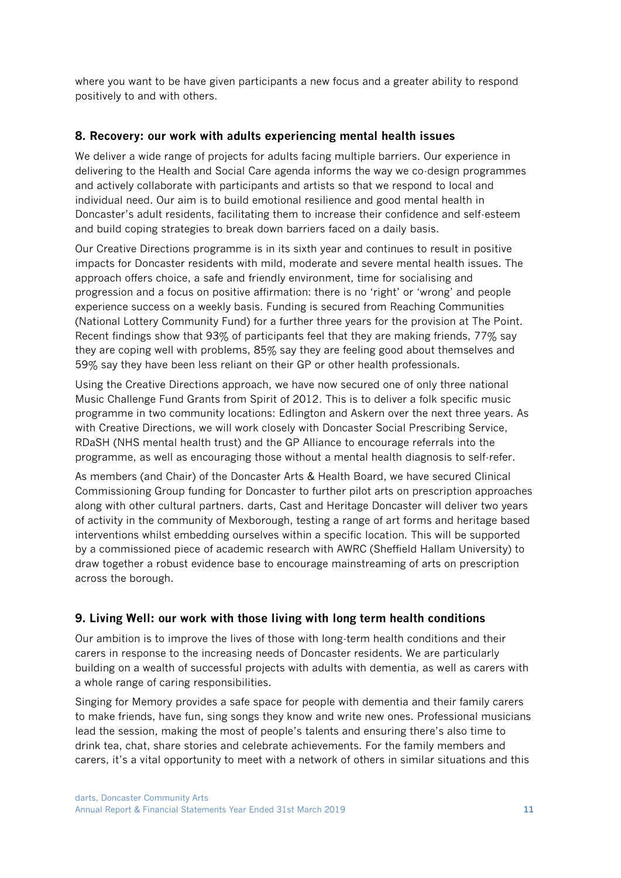where you want to be have given participants a new focus and a greater ability to respond positively to and with others.

## 8. Recovery: our work with adults experiencing mental health issues

We deliver a wide range of projects for adults facing multiple barriers. Our experience in delivering to the Health and Social Care agenda informs the way we co-design programmes and actively collaborate with participants and artists so that we respond to local and individual need. Our aim is to build emotional resilience and good mental health in Doncaster's adult residents, facilitating them to increase their confidence and self-esteem and build coping strategies to break down barriers faced on a daily basis.

Our Creative Directions programme is in its sixth year and continues to result in positive impacts for Doncaster residents with mild, moderate and severe mental health issues. The approach offers choice, a safe and friendly environment, time for socialising and progression and a focus on positive affirmation: there is no 'right' or 'wrong' and people experience success on a weekly basis. Funding is secured from Reaching Communities (National Lottery Community Fund) for a further three years for the provision at The Point. Recent findings show that 93% of participants feel that they are making friends, 77% say they are coping well with problems, 85% say they are feeling good about themselves and 59% say they have been less reliant on their GP or other health professionals.

Using the Creative Directions approach, we have now secured one of only three national Music Challenge Fund Grants from Spirit of 2012. This is to deliver a folk specific music programme in two community locations: Edlington and Askern over the next three years. As with Creative Directions, we will work closely with Doncaster Social Prescribing Service, RDaSH (NHS mental health trust) and the GP Alliance to encourage referrals into the programme, as well as encouraging those without a mental health diagnosis to self-refer.

As members (and Chair) of the Doncaster Arts & Health Board, we have secured Clinical Commissioning Group funding for Doncaster to further pilot arts on prescription approaches along with other cultural partners. darts, Cast and Heritage Doncaster will deliver two years of activity in the community of Mexborough, testing a range of art forms and heritage based interventions whilst embedding ourselves within a specific location. This will be supported by a commissioned piece of academic research with AWRC (Sheffield Hallam University) to draw together a robust evidence base to encourage mainstreaming of arts on prescription across the borough.

## 9. Living Well: our work with those living with long term health conditions

Our ambition is to improve the lives of those with long-term health conditions and their carers in response to the increasing needs of Doncaster residents. We are particularly building on a wealth of successful projects with adults with dementia, as well as carers with a whole range of caring responsibilities.

Singing for Memory provides a safe space for people with dementia and their family carers to make friends, have fun, sing songs they know and write new ones. Professional musicians lead the session, making the most of people's talents and ensuring there's also time to drink tea, chat, share stories and celebrate achievements. For the family members and carers, it's a vital opportunity to meet with a network of others in similar situations and this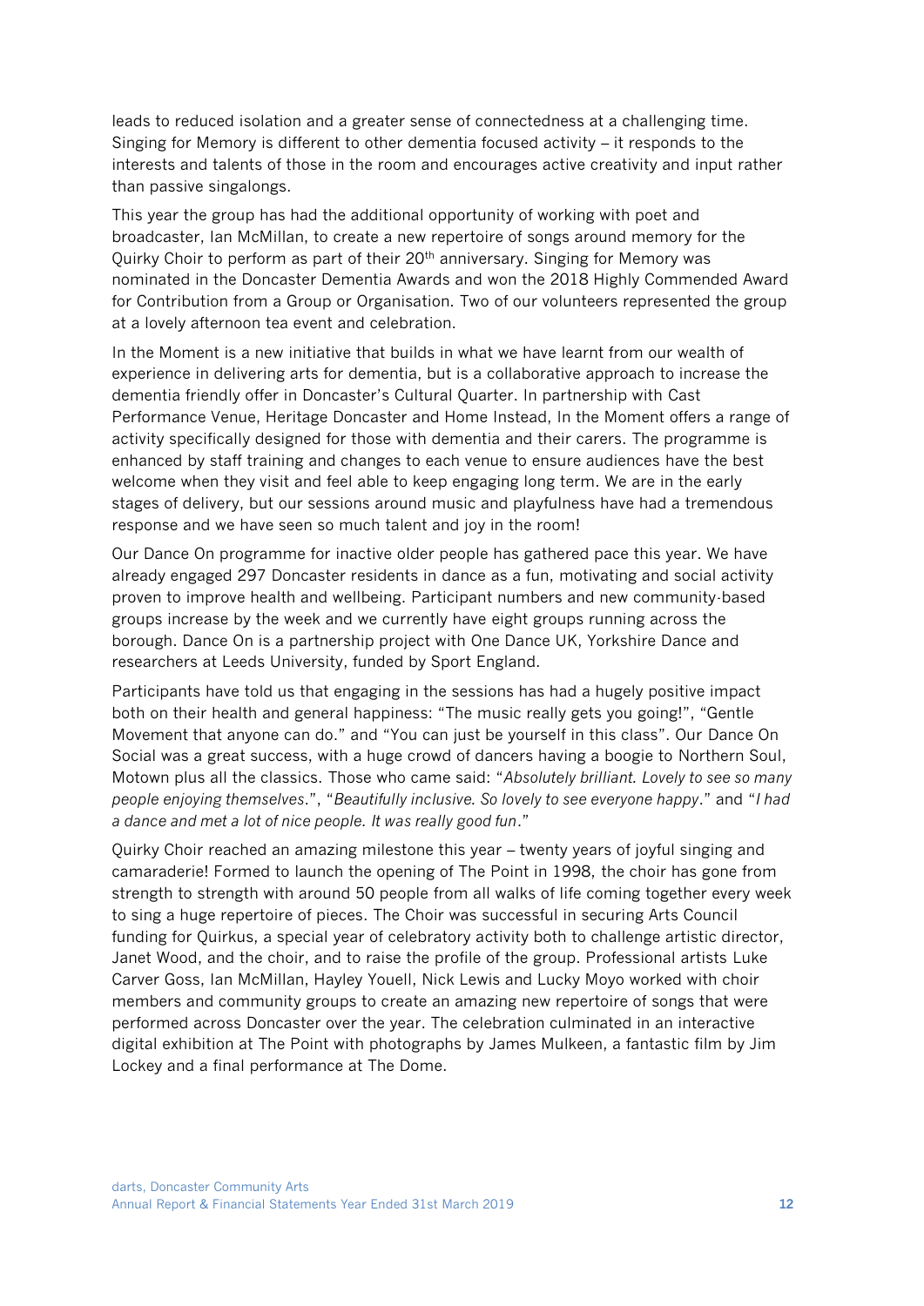leads to reduced isolation and a greater sense of connectedness at a challenging time. Singing for Memory is different to other dementia focused activity – it responds to the interests and talents of those in the room and encourages active creativity and input rather than passive singalongs.

This year the group has had the additional opportunity of working with poet and broadcaster, Ian McMillan, to create a new repertoire of songs around memory for the Quirky Choir to perform as part of their 20th anniversary. Singing for Memory was nominated in the Doncaster Dementia Awards and won the 2018 Highly Commended Award for Contribution from a Group or Organisation. Two of our volunteers represented the group at a lovely afternoon tea event and celebration.

In the Moment is a new initiative that builds in what we have learnt from our wealth of experience in delivering arts for dementia, but is a collaborative approach to increase the dementia friendly offer in Doncaster's Cultural Quarter. In partnership with Cast Performance Venue, Heritage Doncaster and Home Instead, In the Moment offers a range of activity specifically designed for those with dementia and their carers. The programme is enhanced by staff training and changes to each venue to ensure audiences have the best welcome when they visit and feel able to keep engaging long term. We are in the early stages of delivery, but our sessions around music and playfulness have had a tremendous response and we have seen so much talent and joy in the room!

Our Dance On programme for inactive older people has gathered pace this year. We have already engaged 297 Doncaster residents in dance as a fun, motivating and social activity proven to improve health and wellbeing. Participant numbers and new community-based groups increase by the week and we currently have eight groups running across the borough. Dance On is a partnership project with One Dance UK, Yorkshire Dance and researchers at Leeds University, funded by Sport England.

Participants have told us that engaging in the sessions has had a hugely positive impact both on their health and general happiness: "The music really gets you going!", "Gentle Movement that anyone can do." and "You can just be yourself in this class". Our Dance On Social was a great success, with a huge crowd of dancers having a boogie to Northern Soul, Motown plus all the classics. Those who came said: "*Absolutely brilliant. Lovely to see so many people enjoying themselves*.", "*Beautifully inclusive. So lovely to see everyone happy*." and "*I had a dance and met a lot of nice people. It was really good fun*."

Quirky Choir reached an amazing milestone this year – twenty years of joyful singing and camaraderie! Formed to launch the opening of The Point in 1998, the choir has gone from strength to strength with around 50 people from all walks of life coming together every week to sing a huge repertoire of pieces. The Choir was successful in securing Arts Council funding for Quirkus, a special year of celebratory activity both to challenge artistic director, Janet Wood, and the choir, and to raise the profile of the group. Professional artists Luke Carver Goss, Ian McMillan, Hayley Youell, Nick Lewis and Lucky Moyo worked with choir members and community groups to create an amazing new repertoire of songs that were performed across Doncaster over the year. The celebration culminated in an interactive digital exhibition at The Point with photographs by James Mulkeen, a fantastic film by Jim Lockey and a final performance at The Dome.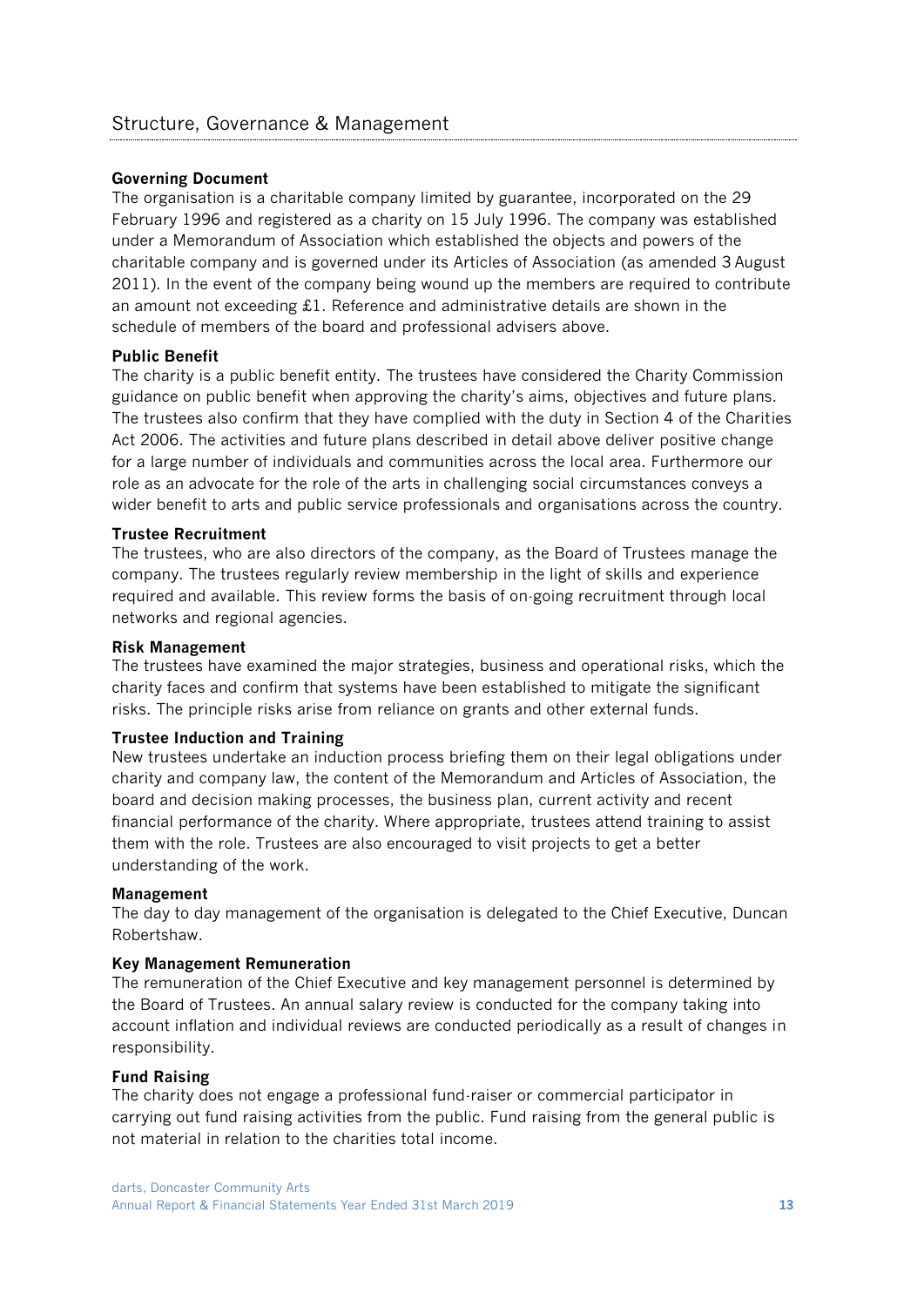## Structure, Governance & Management

**Governing Document**

The organisation is a charitable company limited by guarantee, incorporated on the 29 February 1996 and registered as a charity on 15 July 1996. The company was established under a Memorandum of Association which established the objects and powers of the charitable company and is governed under its Articles of Association (as amended 3 August 2011). In the event of the company being wound up the members are required to contribute an amount not exceeding £1. Reference and administrative details are shown in the schedule of members of the board and professional advisers above.

**Public Benefit**

The charity is a public benefit entity. The trustees have considered the Charity Commission guidance on public benefit when approving the charity's aims, objectives and future plans. The trustees also confirm that they have complied with the duty in Section 4 of the Charities Act 2006. The activities and future plans described in detail above deliver positive change for a large number of individuals and communities across the local area. Furthermore our role as an advocate for the role of the arts in challenging social circumstances conveys a wider benefit to arts and public service professionals and organisations across the country.

**Trustee Recruitment**

The trustees, who are also directors of the company, as the Board of Trustees manage the company. The trustees regularly review membership in the light of skills and experience required and available. This review forms the basis of on-going recruitment through local networks and regional agencies.

**Risk Management**

The trustees have examined the major strategies, business and operational risks, which the charity faces and confirm that systems have been established to mitigate the significant risks. The principle risks arise from reliance on grants and other external funds.

**Trustee Induction and Training**

New trustees undertake an induction process briefing them on their legal obligations under charity and company law, the content of the Memorandum and Articles of Association, the board and decision making processes, the business plan, current activity and recent financial performance of the charity. Where appropriate, trustees attend training to assist them with the role. Trustees are also encouraged to visit projects to get a better understanding of the work.

**Management**

The day to day management of the organisation is delegated to the Chief Executive, Duncan Robertshaw.

**Key Management Remuneration**

The remuneration of the Chief Executive and key management personnel is determined by the Board of Trustees. An annual salary review is conducted for the company taking into account inflation and individual reviews are conducted periodically as a result of changes in responsibility.

**Fund Raising**

The charity does not engage a professional fund-raiser or commercial participator in carrying out fund raising activities from the public. Fund raising from the general public is not material in relation to the charities total income.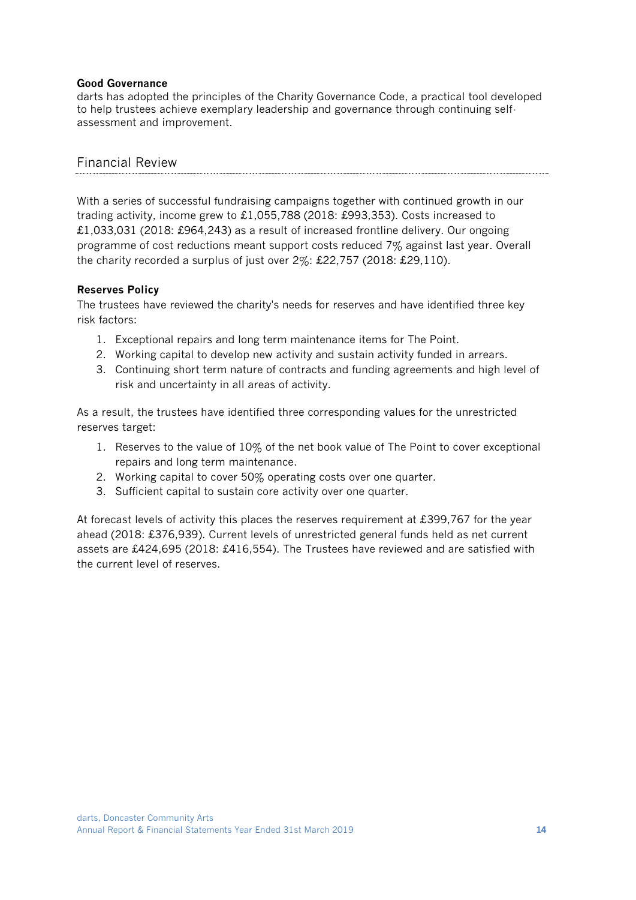**Good Governance**

darts has adopted the principles of the Charity Governance Code, a practical tool developed to help trustees achieve exemplary leadership and governance through continuing self-assessment and improvement.

## Financial Review

With a series of successful fundraising campaigns together with continued growth in our trading activity, income grew to £1,055,788 (2018: £993,353). Costs increased to £1,033,031 (2018: £964,243) as a result of increased frontline delivery. Our ongoing programme of cost reductions meant support costs reduced 7% against last year. Overall the charity recorded a surplus of just over 2%: £22,757 (2018: £29,110).

**Reserves Policy**

The trustees have reviewed the charity's needs for reserves and have identified three key risk factors:

1. Exceptional repairs and long term maintenance items for The Point.
2. Working capital to develop new activity and sustain activity funded in arrears.
3. Continuing short term nature of contracts and funding agreements and high level of risk and uncertainty in all areas of activity.

As a result, the trustees have identified three corresponding values for the unrestricted reserves target:

1. Reserves to the value of 10% of the net book value of The Point to cover exceptional repairs and long term maintenance.
2. Working capital to cover 50% operating costs over one quarter.
3. Sufficient capital to sustain core activity over one quarter.

At forecast levels of activity this places the reserves requirement at £399,767 for the year ahead (2018: £376,939). Current levels of unrestricted general funds held as net current assets are £424,695 (2018: £416,554). The Trustees have reviewed and are satisfied with the current level of reserves.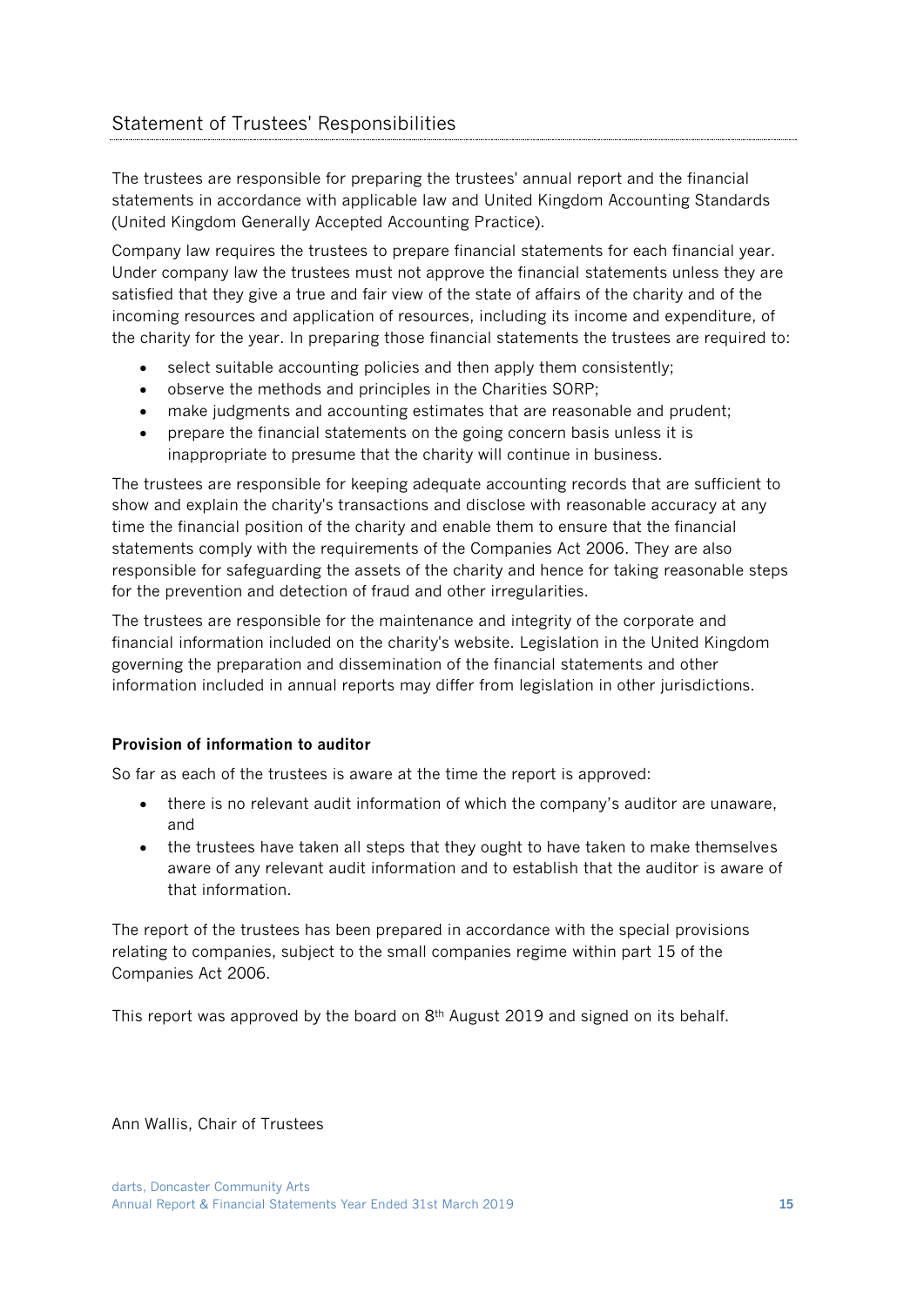## Statement of Trustees' Responsibilities

The trustees are responsible for preparing the trustees' annual report and the financial statements in accordance with applicable law and United Kingdom Accounting Standards (United Kingdom Generally Accepted Accounting Practice).

Company law requires the trustees to prepare financial statements for each financial year. Under company law the trustees must not approve the financial statements unless they are satisfied that they give a true and fair view of the state of affairs of the charity and of the incoming resources and application of resources, including its income and expenditure, of the charity for the year. In preparing those financial statements the trustees are required to:

- select suitable accounting policies and then apply them consistently;
- observe the methods and principles in the Charities SORP;
- make judgments and accounting estimates that are reasonable and prudent;
- prepare the financial statements on the going concern basis unless it is inappropriate to presume that the charity will continue in business.

The trustees are responsible for keeping adequate accounting records that are sufficient to show and explain the charity's transactions and disclose with reasonable accuracy at any time the financial position of the charity and enable them to ensure that the financial statements comply with the requirements of the Companies Act 2006. They are also responsible for safeguarding the assets of the charity and hence for taking reasonable steps for the prevention and detection of fraud and other irregularities.

The trustees are responsible for the maintenance and integrity of the corporate and financial information included on the charity's website. Legislation in the United Kingdom governing the preparation and dissemination of the financial statements and other information included in annual reports may differ from legislation in other jurisdictions.

**Provision of information to auditor**

So far as each of the trustees is aware at the time the report is approved:

- there is no relevant audit information of which the company's auditor are unaware, and
- the trustees have taken all steps that they ought to have taken to make themselves aware of any relevant audit information and to establish that the auditor is aware of that information.

The report of the trustees has been prepared in accordance with the special provisions relating to companies, subject to the small companies regime within part 15 of the Companies Act 2006.

This report was approved by the board on 8th August 2019 and signed on its behalf.

Ann Wallis, Chair of Trustees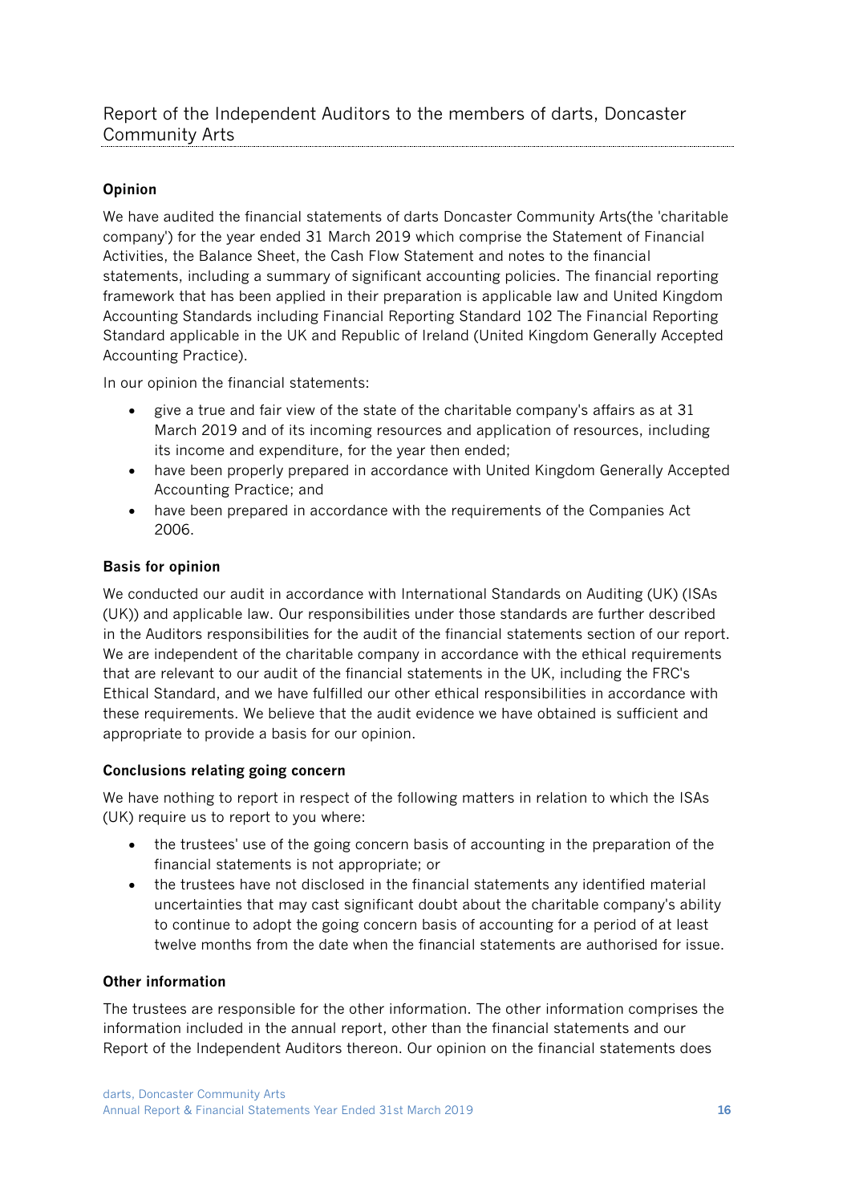## Report of the Independent Auditors to the members of darts, Doncaster Community Arts

### Opinion

We have audited the financial statements of darts Doncaster Community Arts(the 'charitable company') for the year ended 31 March 2019 which comprise the Statement of Financial Activities, the Balance Sheet, the Cash Flow Statement and notes to the financial statements, including a summary of significant accounting policies. The financial reporting framework that has been applied in their preparation is applicable law and United Kingdom Accounting Standards including Financial Reporting Standard 102 The Financial Reporting Standard applicable in the UK and Republic of Ireland (United Kingdom Generally Accepted Accounting Practice).

In our opinion the financial statements:

- give a true and fair view of the state of the charitable company's affairs as at 31 March 2019 and of its incoming resources and application of resources, including its income and expenditure, for the year then ended;
- have been properly prepared in accordance with United Kingdom Generally Accepted Accounting Practice; and
- have been prepared in accordance with the requirements of the Companies Act 2006.

### Basis for opinion

We conducted our audit in accordance with International Standards on Auditing (UK) (ISAs (UK)) and applicable law. Our responsibilities under those standards are further described in the Auditors responsibilities for the audit of the financial statements section of our report. We are independent of the charitable company in accordance with the ethical requirements that are relevant to our audit of the financial statements in the UK, including the FRC's Ethical Standard, and we have fulfilled our other ethical responsibilities in accordance with these requirements. We believe that the audit evidence we have obtained is sufficient and appropriate to provide a basis for our opinion.

### Conclusions relating going concern

We have nothing to report in respect of the following matters in relation to which the ISAs (UK) require us to report to you where:

- the trustees' use of the going concern basis of accounting in the preparation of the financial statements is not appropriate; or
- the trustees have not disclosed in the financial statements any identified material uncertainties that may cast significant doubt about the charitable company's ability to continue to adopt the going concern basis of accounting for a period of at least twelve months from the date when the financial statements are authorised for issue.

### Other information

The trustees are responsible for the other information. The other information comprises the information included in the annual report, other than the financial statements and our Report of the Independent Auditors thereon. Our opinion on the financial statements does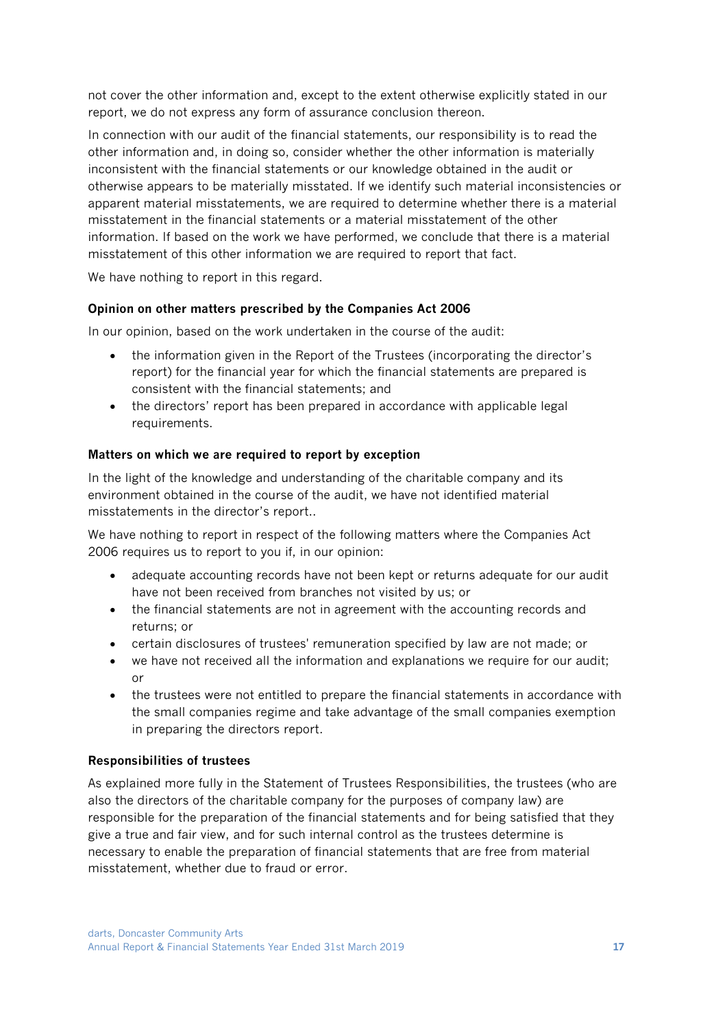not cover the other information and, except to the extent otherwise explicitly stated in our report, we do not express any form of assurance conclusion thereon.

In connection with our audit of the financial statements, our responsibility is to read the other information and, in doing so, consider whether the other information is materially inconsistent with the financial statements or our knowledge obtained in the audit or otherwise appears to be materially misstated. If we identify such material inconsistencies or apparent material misstatements, we are required to determine whether there is a material misstatement in the financial statements or a material misstatement of the other information. If based on the work we have performed, we conclude that there is a material misstatement of this other information we are required to report that fact.

We have nothing to report in this regard.

**Opinion on other matters prescribed by the Companies Act 2006**

In our opinion, based on the work undertaken in the course of the audit:

- the information given in the Report of the Trustees (incorporating the director's report) for the financial year for which the financial statements are prepared is consistent with the financial statements; and
- the directors' report has been prepared in accordance with applicable legal requirements.

**Matters on which we are required to report by exception**

In the light of the knowledge and understanding of the charitable company and its environment obtained in the course of the audit, we have not identified material misstatements in the director's report..

We have nothing to report in respect of the following matters where the Companies Act 2006 requires us to report to you if, in our opinion:

- adequate accounting records have not been kept or returns adequate for our audit have not been received from branches not visited by us; or
- the financial statements are not in agreement with the accounting records and returns; or
- certain disclosures of trustees' remuneration specified by law are not made; or
- we have not received all the information and explanations we require for our audit; or
- the trustees were not entitled to prepare the financial statements in accordance with the small companies regime and take advantage of the small companies exemption in preparing the directors report.

**Responsibilities of trustees**

As explained more fully in the Statement of Trustees Responsibilities, the trustees (who are also the directors of the charitable company for the purposes of company law) are responsible for the preparation of the financial statements and for being satisfied that they give a true and fair view, and for such internal control as the trustees determine is necessary to enable the preparation of financial statements that are free from material misstatement, whether due to fraud or error.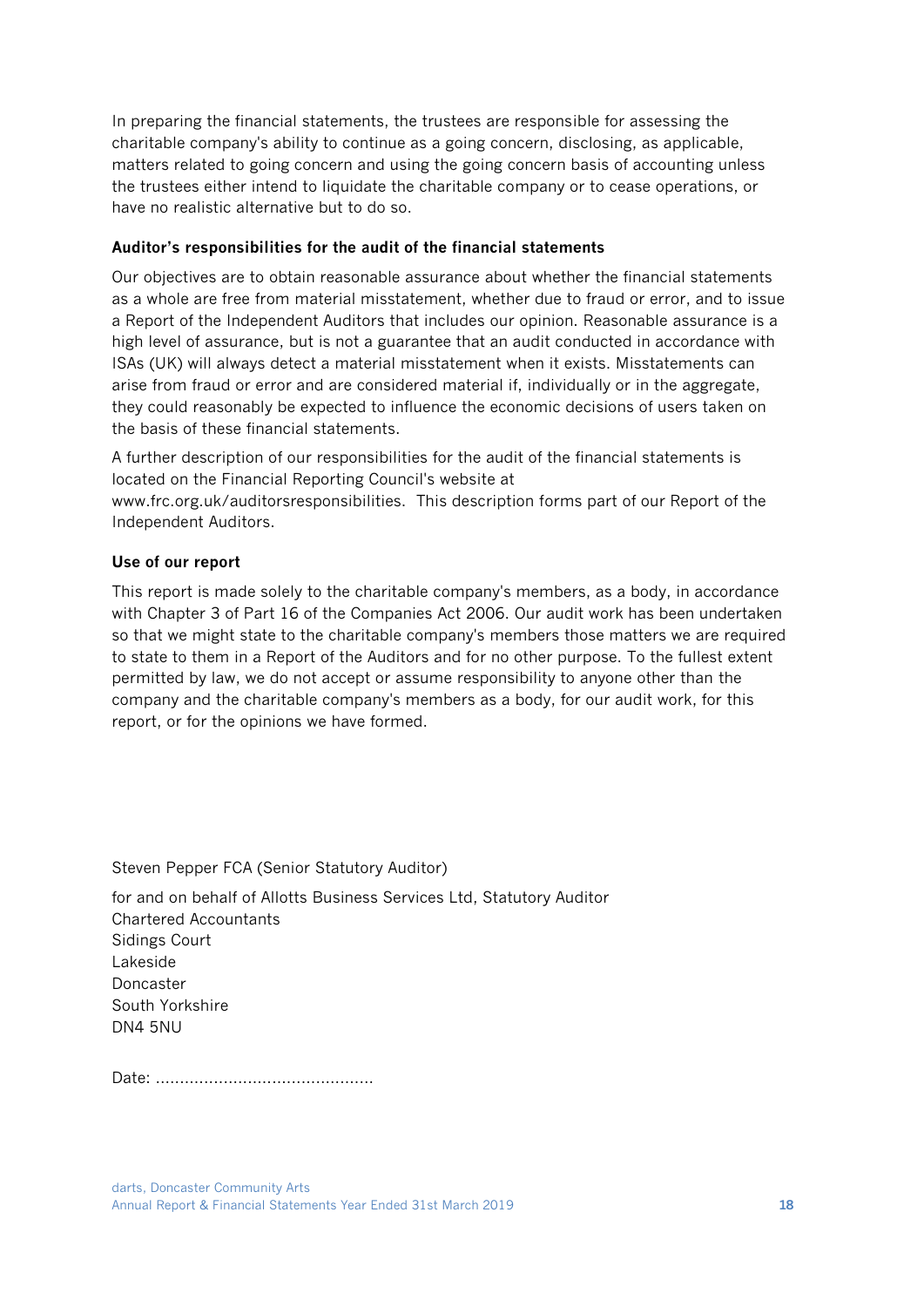In preparing the financial statements, the trustees are responsible for assessing the charitable company's ability to continue as a going concern, disclosing, as applicable, matters related to going concern and using the going concern basis of accounting unless the trustees either intend to liquidate the charitable company or to cease operations, or have no realistic alternative but to do so.

**Auditor's responsibilities for the audit of the financial statements**

Our objectives are to obtain reasonable assurance about whether the financial statements as a whole are free from material misstatement, whether due to fraud or error, and to issue a Report of the Independent Auditors that includes our opinion. Reasonable assurance is a high level of assurance, but is not a guarantee that an audit conducted in accordance with ISAs (UK) will always detect a material misstatement when it exists. Misstatements can arise from fraud or error and are considered material if, individually or in the aggregate, they could reasonably be expected to influence the economic decisions of users taken on the basis of these financial statements.

A further description of our responsibilities for the audit of the financial statements is located on the Financial Reporting Council's website at www.frc.org.uk/auditorsresponsibilities. This description forms part of our Report of the Independent Auditors.

**Use of our report**

This report is made solely to the charitable company's members, as a body, in accordance with Chapter 3 of Part 16 of the Companies Act 2006. Our audit work has been undertaken so that we might state to the charitable company's members those matters we are required to state to them in a Report of the Auditors and for no other purpose. To the fullest extent permitted by law, we do not accept or assume responsibility to anyone other than the company and the charitable company's members as a body, for our audit work, for this report, or for the opinions we have formed.

Steven Pepper FCA (Senior Statutory Auditor)

for and on behalf of Allotts Business Services Ltd, Statutory Auditor
Chartered Accountants
Sidings Court
Lakeside
Doncaster
South Yorkshire
DN4 5NU

Date: ............................................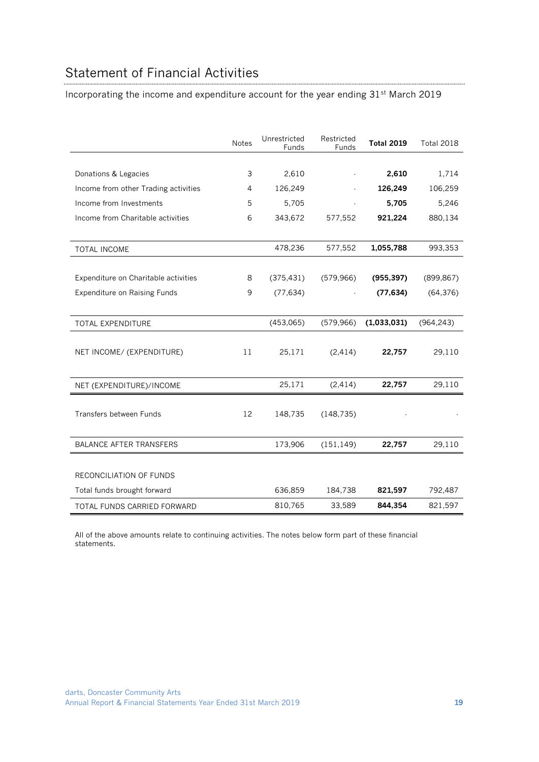# Statement of Financial Activities

Incorporating the income and expenditure account for the year ending 31st March 2019

| | Notes | Unrestricted Funds | Restricted Funds | **Total 2019** | Total 2018 |
|---|---|---|---|---|---|
| Donations & Legacies | 3 | 2,610 | - | **2,610** | 1,714 |
| Income from other Trading activities | 4 | 126,249 | - | **126,249** | 106,259 |
| Income from Investments | 5 | 5,705 | - | **5,705** | 5,246 |
| Income from Charitable activities | 6 | 343,672 | 577,552 | **921,224** | 880,134 |
| TOTAL INCOME | | 478,236 | 577,552 | **1,055,788** | 993,353 |
| Expenditure on Charitable activities | 8 | (375,431) | (579,966) | **(955,397)** | (899,867) |
| Expenditure on Raising Funds | 9 | (77,634) | - | **(77,634)** | (64,376) |
| TOTAL EXPENDITURE | | (453,065) | (579,966) | **(1,033,031)** | (964,243) |
| NET INCOME/ (EXPENDITURE) | 11 | 25,171 | (2,414) | **22,757** | 29,110 |
| NET (EXPENDITURE)/INCOME | | 25,171 | (2,414) | **22,757** | 29,110 |
| Transfers between Funds | 12 | 148,735 | (148,735) | - | - |
| BALANCE AFTER TRANSFERS | | 173,906 | (151,149) | **22,757** | 29,110 |
| RECONCILIATION OF FUNDS | | | | | |
| Total funds brought forward | | 636,859 | 184,738 | **821,597** | 792,487 |
| TOTAL FUNDS CARRIED FORWARD | | 810,765 | 33,589 | **844,354** | 821,597 |

All of the above amounts relate to continuing activities. The notes below form part of these financial statements.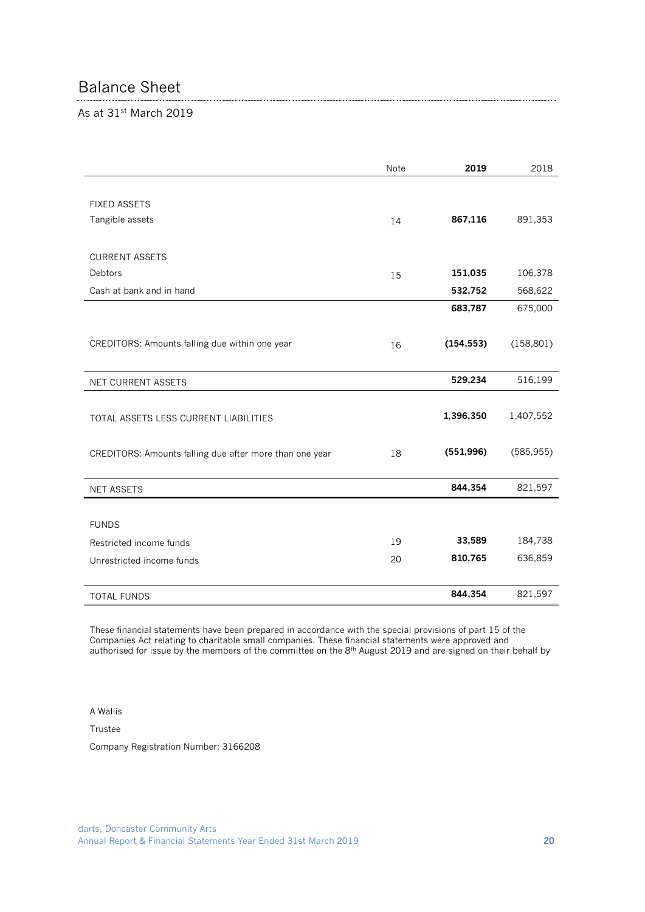# Balance Sheet

As at 31st March 2019

| | Note | 2019 | 2018 |
|---|---|---|---|
| FIXED ASSETS | | | |
| Tangible assets | 14 | **867,116** | 891,353 |
| CURRENT ASSETS | | | |
| Debtors | 15 | **151,035** | 106,378 |
| Cash at bank and in hand | | **532,752** | 568,622 |
| | | **683,787** | 675,000 |
| CREDITORS: Amounts falling due within one year | 16 | **(154,553)** | (158,801) |
| NET CURRENT ASSETS | | **529,234** | 516,199 |
| TOTAL ASSETS LESS CURRENT LIABILITIES | | **1,396,350** | 1,407,552 |
| CREDITORS: Amounts falling due after more than one year | 18 | **(551,996)** | (585,955) |
| NET ASSETS | | **844,354** | 821,597 |
| FUNDS | | | |
| Restricted income funds | 19 | **33,589** | 184,738 |
| Unrestricted income funds | 20 | **810,765** | 636,859 |
| TOTAL FUNDS | | **844,354** | 821,597 |

These financial statements have been prepared in accordance with the special provisions of part 15 of the Companies Act relating to charitable small companies. These financial statements were approved and authorised for issue by the members of the committee on the 8th August 2019 and are signed on their behalf by

A Wallis

Trustee

Company Registration Number: 3166208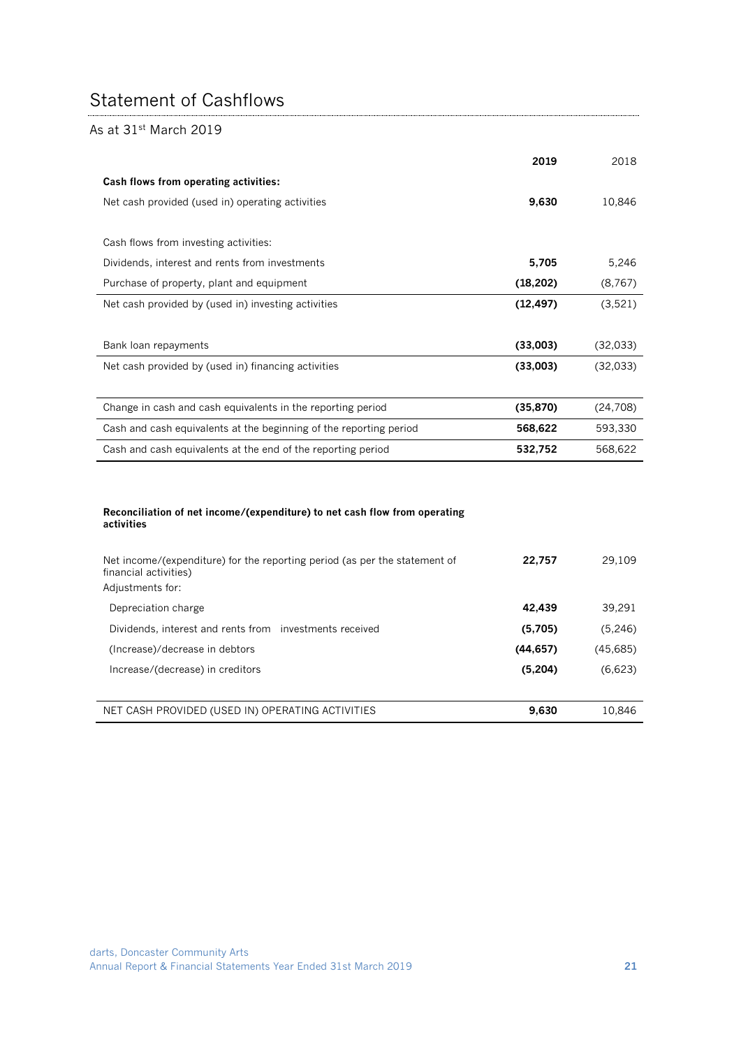# Statement of Cashflows

As at 31st March 2019

| | **2019** | 2018 |
|---|---|---|
| **Cash flows from operating activities:** | | |
| Net cash provided (used in) operating activities | **9,630** | 10,846 |
| | | |
| Cash flows from investing activities: | | |
| Dividends, interest and rents from investments | **5,705** | 5,246 |
| Purchase of property, plant and equipment | **(18,202)** | (8,767) |
| Net cash provided by (used in) investing activities | **(12,497)** | (3,521) |
| | | |
| Bank loan repayments | **(33,003)** | (32,033) |
| Net cash provided by (used in) financing activities | **(33,003)** | (32,033) |
| | | |
| Change in cash and cash equivalents in the reporting period | **(35,870)** | (24,708) |
| Cash and cash equivalents at the beginning of the reporting period | **568,622** | 593,330 |
| Cash and cash equivalents at the end of the reporting period | **532,752** | 568,622 |

**Reconciliation of net income/(expenditure) to net cash flow from operating activities**

| | | |
|---|---|---|
| Net income/(expenditure) for the reporting period (as per the statement of financial activities) | **22,757** | 29,109 |
| Adjustments for: | | |
| Depreciation charge | **42,439** | 39,291 |
| Dividends, interest and rents from investments received | **(5,705)** | (5,246) |
| (Increase)/decrease in debtors | **(44,657)** | (45,685) |
| Increase/(decrease) in creditors | **(5,204)** | (6,623) |
| | | |
| NET CASH PROVIDED (USED IN) OPERATING ACTIVITIES | **9,630** | 10,846 |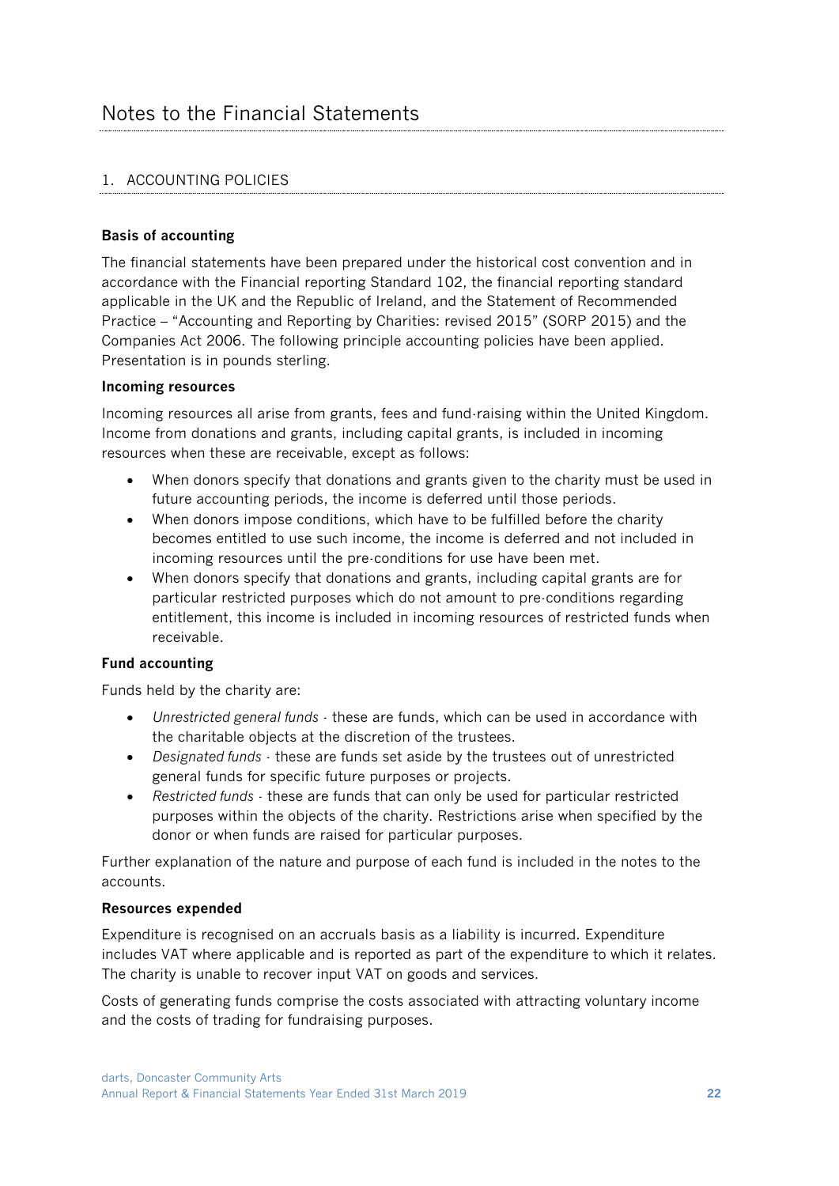# Notes to the Financial Statements

## 1. ACCOUNTING POLICIES

**Basis of accounting**

The financial statements have been prepared under the historical cost convention and in accordance with the Financial reporting Standard 102, the financial reporting standard applicable in the UK and the Republic of Ireland, and the Statement of Recommended Practice – "Accounting and Reporting by Charities: revised 2015" (SORP 2015) and the Companies Act 2006. The following principle accounting policies have been applied. Presentation is in pounds sterling.

**Incoming resources**

Incoming resources all arise from grants, fees and fund-raising within the United Kingdom. Income from donations and grants, including capital grants, is included in incoming resources when these are receivable, except as follows:

- When donors specify that donations and grants given to the charity must be used in future accounting periods, the income is deferred until those periods.
- When donors impose conditions, which have to be fulfilled before the charity becomes entitled to use such income, the income is deferred and not included in incoming resources until the pre-conditions for use have been met.
- When donors specify that donations and grants, including capital grants are for particular restricted purposes which do not amount to pre-conditions regarding entitlement, this income is included in incoming resources of restricted funds when receivable.

**Fund accounting**

Funds held by the charity are:

- *Unrestricted general funds* - these are funds, which can be used in accordance with the charitable objects at the discretion of the trustees.
- *Designated funds* - these are funds set aside by the trustees out of unrestricted general funds for specific future purposes or projects.
- *Restricted funds* - these are funds that can only be used for particular restricted purposes within the objects of the charity. Restrictions arise when specified by the donor or when funds are raised for particular purposes.

Further explanation of the nature and purpose of each fund is included in the notes to the accounts.

**Resources expended**

Expenditure is recognised on an accruals basis as a liability is incurred. Expenditure includes VAT where applicable and is reported as part of the expenditure to which it relates. The charity is unable to recover input VAT on goods and services.

Costs of generating funds comprise the costs associated with attracting voluntary income and the costs of trading for fundraising purposes.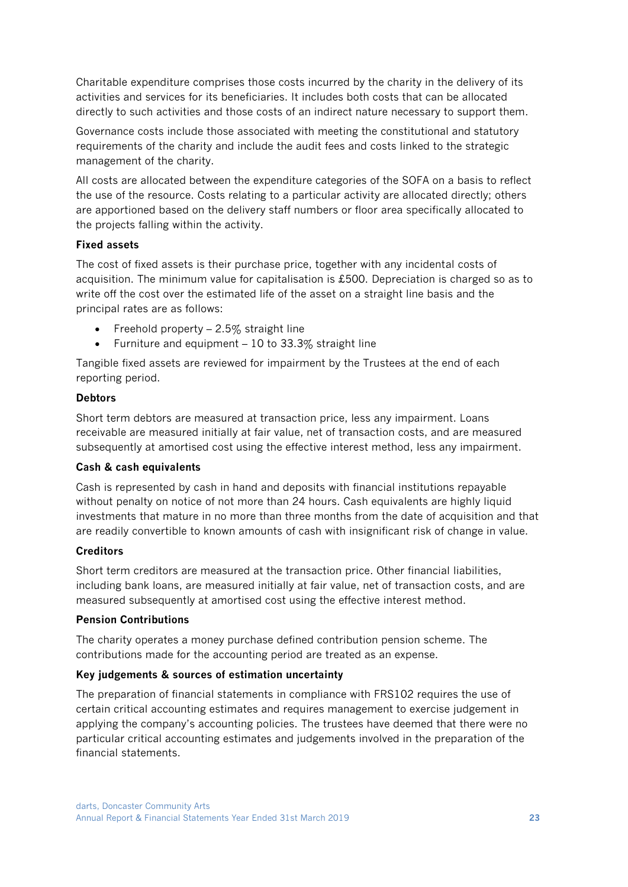Charitable expenditure comprises those costs incurred by the charity in the delivery of its activities and services for its beneficiaries. It includes both costs that can be allocated directly to such activities and those costs of an indirect nature necessary to support them.

Governance costs include those associated with meeting the constitutional and statutory requirements of the charity and include the audit fees and costs linked to the strategic management of the charity.

All costs are allocated between the expenditure categories of the SOFA on a basis to reflect the use of the resource. Costs relating to a particular activity are allocated directly; others are apportioned based on the delivery staff numbers or floor area specifically allocated to the projects falling within the activity.

**Fixed assets**

The cost of fixed assets is their purchase price, together with any incidental costs of acquisition. The minimum value for capitalisation is £500. Depreciation is charged so as to write off the cost over the estimated life of the asset on a straight line basis and the principal rates are as follows:

- Freehold property – 2.5% straight line
- Furniture and equipment – 10 to 33.3% straight line

Tangible fixed assets are reviewed for impairment by the Trustees at the end of each reporting period.

**Debtors**

Short term debtors are measured at transaction price, less any impairment. Loans receivable are measured initially at fair value, net of transaction costs, and are measured subsequently at amortised cost using the effective interest method, less any impairment.

**Cash & cash equivalents**

Cash is represented by cash in hand and deposits with financial institutions repayable without penalty on notice of not more than 24 hours. Cash equivalents are highly liquid investments that mature in no more than three months from the date of acquisition and that are readily convertible to known amounts of cash with insignificant risk of change in value.

**Creditors**

Short term creditors are measured at the transaction price. Other financial liabilities, including bank loans, are measured initially at fair value, net of transaction costs, and are measured subsequently at amortised cost using the effective interest method.

**Pension Contributions**

The charity operates a money purchase defined contribution pension scheme. The contributions made for the accounting period are treated as an expense.

**Key judgements & sources of estimation uncertainty**

The preparation of financial statements in compliance with FRS102 requires the use of certain critical accounting estimates and requires management to exercise judgement in applying the company's accounting policies. The trustees have deemed that there were no particular critical accounting estimates and judgements involved in the preparation of the financial statements.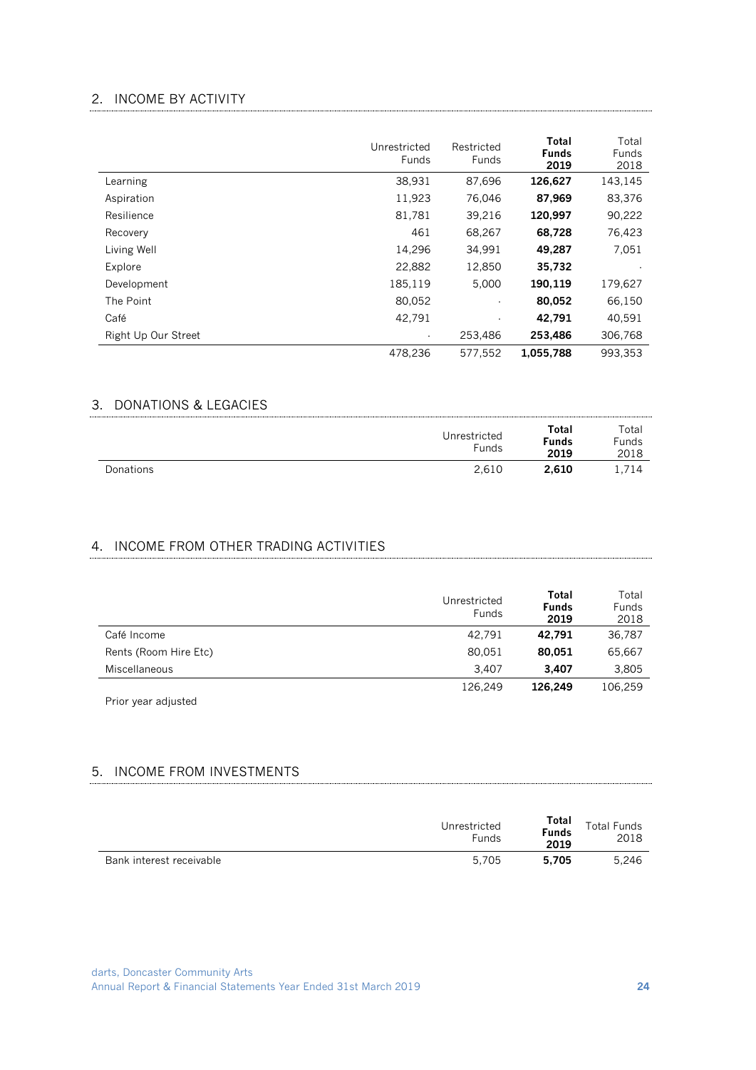## 2. INCOME BY ACTIVITY

| | Unrestricted Funds | Restricted Funds | **Total Funds 2019** | Total Funds 2018 |
|---|---|---|---|---|
| Learning | 38,931 | 87,696 | **126,627** | 143,145 |
| Aspiration | 11,923 | 76,046 | **87,969** | 83,376 |
| Resilience | 81,781 | 39,216 | **120,997** | 90,222 |
| Recovery | 461 | 68,267 | **68,728** | 76,423 |
| Living Well | 14,296 | 34,991 | **49,287** | 7,051 |
| Explore | 22,882 | 12,850 | **35,732** | - |
| Development | 185,119 | 5,000 | **190,119** | 179,627 |
| The Point | 80,052 | - | **80,052** | 66,150 |
| Café | 42,791 | - | **42,791** | 40,591 |
| Right Up Our Street | - | 253,486 | **253,486** | 306,768 |
| | 478,236 | 577,552 | **1,055,788** | 993,353 |

## 3. DONATIONS & LEGACIES

| | Unrestricted Funds | **Total Funds 2019** | Total Funds 2018 |
|---|---|---|---|
| Donations | 2,610 | **2,610** | 1,714 |

## 4. INCOME FROM OTHER TRADING ACTIVITIES

| | Unrestricted Funds | **Total Funds 2019** | Total Funds 2018 |
|---|---|---|---|
| Café Income | 42,791 | **42,791** | 36,787 |
| Rents (Room Hire Etc) | 80,051 | **80,051** | 65,667 |
| Miscellaneous | 3,407 | **3,407** | 3,805 |
| | 126,249 | **126,249** | 106,259 |

Prior year adjusted

## 5. INCOME FROM INVESTMENTS

| | Unrestricted Funds | **Total Funds 2019** | Total Funds 2018 |
|---|---|---|---|
| Bank interest receivable | 5,705 | **5,705** | 5,246 |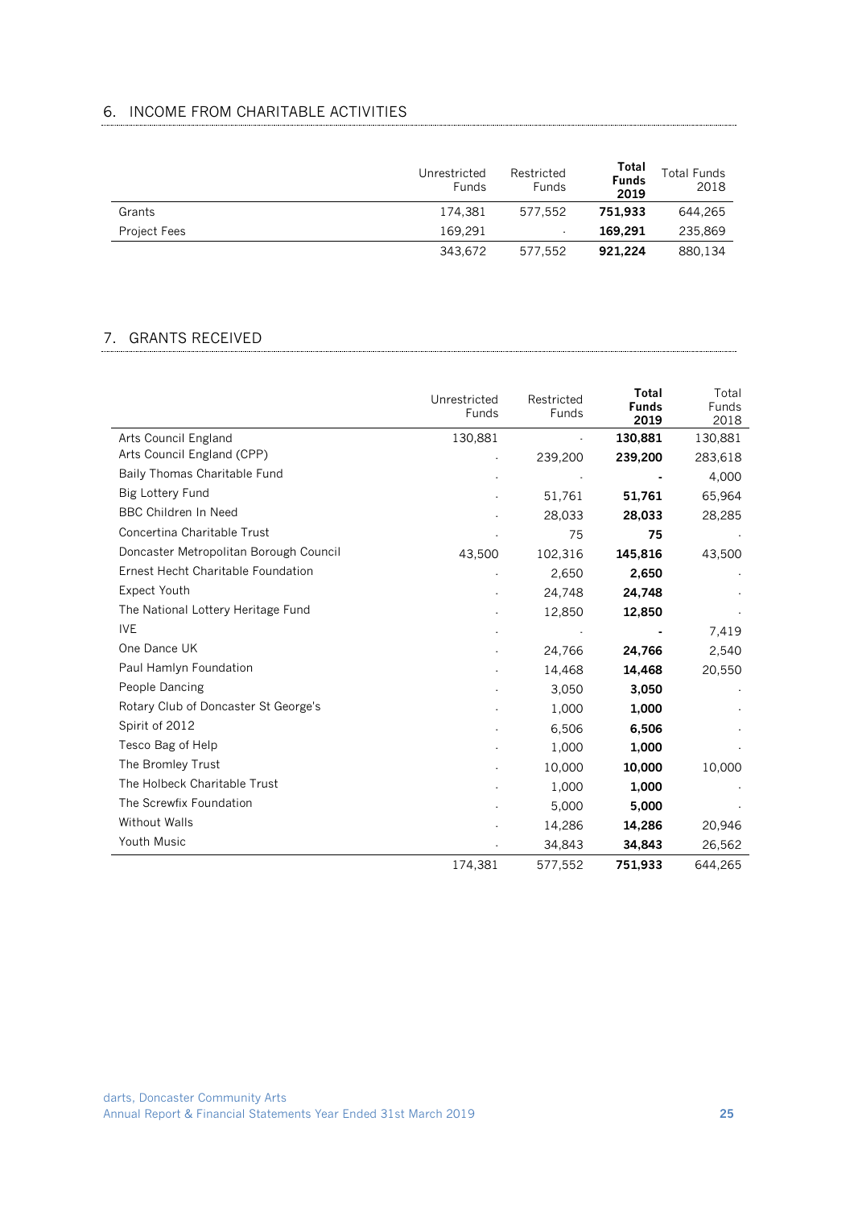## 6. INCOME FROM CHARITABLE ACTIVITIES

| | Unrestricted Funds | Restricted Funds | **Total Funds 2019** | Total Funds 2018 |
|---|---|---|---|---|
| Grants | 174,381 | 577,552 | **751,933** | 644,265 |
| Project Fees | 169,291 | - | **169,291** | 235,869 |
| | 343,672 | 577,552 | **921,224** | 880,134 |

## 7. GRANTS RECEIVED

| | Unrestricted Funds | Restricted Funds | **Total Funds 2019** | Total Funds 2018 |
|---|---|---|---|---|
| Arts Council England | 130,881 | - | **130,881** | 130,881 |
| Arts Council England (CPP) | - | 239,200 | **239,200** | 283,618 |
| Baily Thomas Charitable Fund | - | - | **-** | 4,000 |
| Big Lottery Fund | - | 51,761 | **51,761** | 65,964 |
| BBC Children In Need | - | 28,033 | **28,033** | 28,285 |
| Concertina Charitable Trust | - | 75 | **75** | - |
| Doncaster Metropolitan Borough Council | 43,500 | 102,316 | **145,816** | 43,500 |
| Ernest Hecht Charitable Foundation | - | 2,650 | **2,650** | - |
| Expect Youth | - | 24,748 | **24,748** | - |
| The National Lottery Heritage Fund | - | 12,850 | **12,850** | - |
| IVE | - | - | **-** | 7,419 |
| One Dance UK | - | 24,766 | **24,766** | 2,540 |
| Paul Hamlyn Foundation | - | 14,468 | **14,468** | 20,550 |
| People Dancing | - | 3,050 | **3,050** | - |
| Rotary Club of Doncaster St George's | - | 1,000 | **1,000** | - |
| Spirit of 2012 | - | 6,506 | **6,506** | - |
| Tesco Bag of Help | - | 1,000 | **1,000** | - |
| The Bromley Trust | - | 10,000 | **10,000** | 10,000 |
| The Holbeck Charitable Trust | - | 1,000 | **1,000** | - |
| The Screwfix Foundation | - | 5,000 | **5,000** | - |
| Without Walls | - | 14,286 | **14,286** | 20,946 |
| Youth Music | - | 34,843 | **34,843** | 26,562 |
| | 174,381 | 577,552 | **751,933** | 644,265 |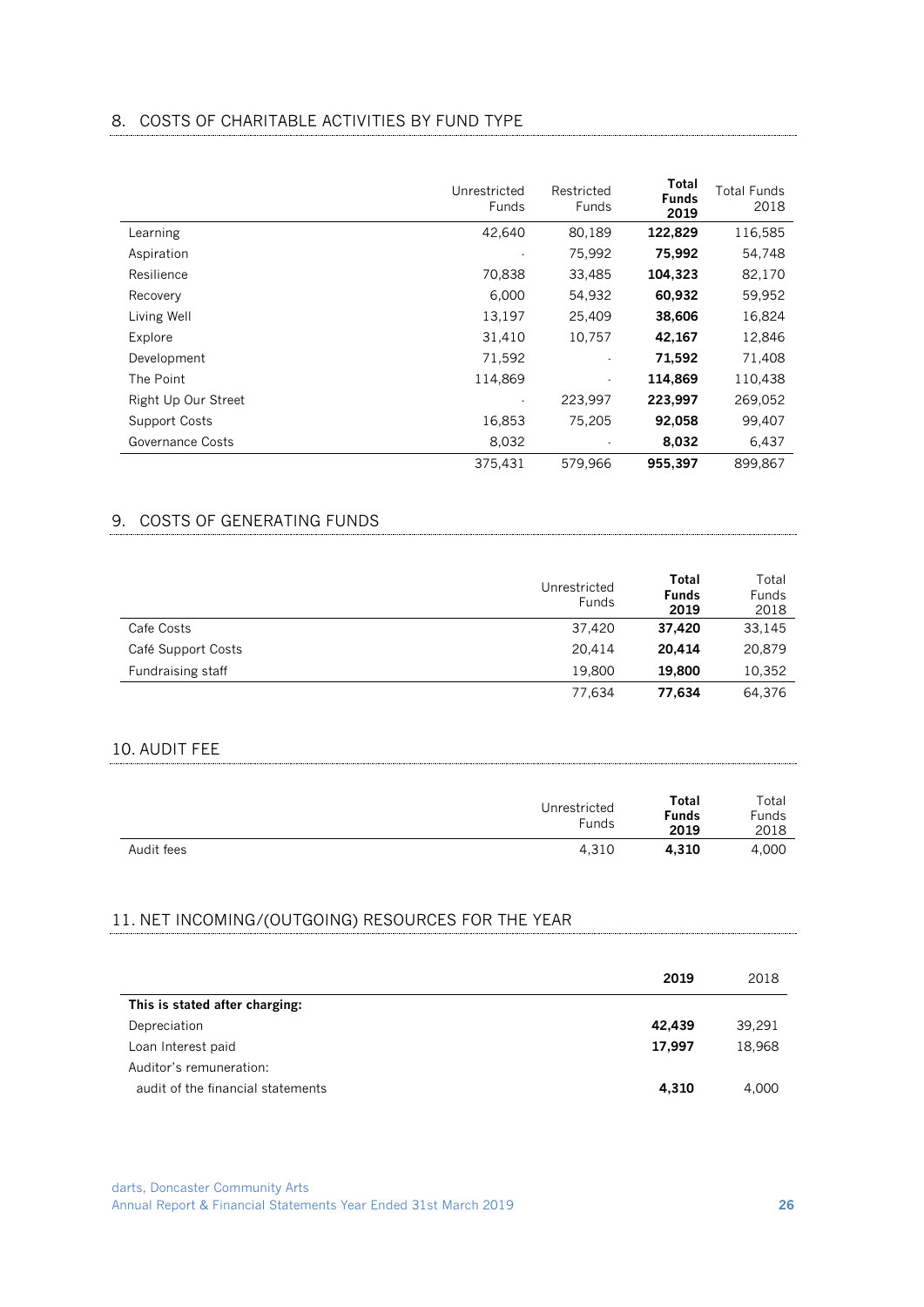## 8. COSTS OF CHARITABLE ACTIVITIES BY FUND TYPE

| | Unrestricted Funds | Restricted Funds | **Total Funds 2019** | Total Funds 2018 |
|---|---|---|---|---|
| Learning | 42,640 | 80,189 | **122,829** | 116,585 |
| Aspiration | - | 75,992 | **75,992** | 54,748 |
| Resilience | 70,838 | 33,485 | **104,323** | 82,170 |
| Recovery | 6,000 | 54,932 | **60,932** | 59,952 |
| Living Well | 13,197 | 25,409 | **38,606** | 16,824 |
| Explore | 31,410 | 10,757 | **42,167** | 12,846 |
| Development | 71,592 | - | **71,592** | 71,408 |
| The Point | 114,869 | - | **114,869** | 110,438 |
| Right Up Our Street | - | 223,997 | **223,997** | 269,052 |
| Support Costs | 16,853 | 75,205 | **92,058** | 99,407 |
| Governance Costs | 8,032 | - | **8,032** | 6,437 |
| | 375,431 | 579,966 | **955,397** | 899,867 |

## 9. COSTS OF GENERATING FUNDS

| | Unrestricted Funds | **Total Funds 2019** | Total Funds 2018 |
|---|---|---|---|
| Cafe Costs | 37,420 | **37,420** | 33,145 |
| Café Support Costs | 20,414 | **20,414** | 20,879 |
| Fundraising staff | 19,800 | **19,800** | 10,352 |
| | 77,634 | **77,634** | 64,376 |

## 10. AUDIT FEE

| | Unrestricted Funds | **Total Funds 2019** | Total Funds 2018 |
|---|---|---|---|
| Audit fees | 4,310 | **4,310** | 4,000 |

## 11. NET INCOMING/(OUTGOING) RESOURCES FOR THE YEAR

| | **2019** | 2018 |
|---|---|---|
| **This is stated after charging:** | | |
| Depreciation | **42,439** | 39,291 |
| Loan Interest paid | **17,997** | 18,968 |
| Auditor's remuneration: | | |
| audit of the financial statements | **4,310** | 4,000 |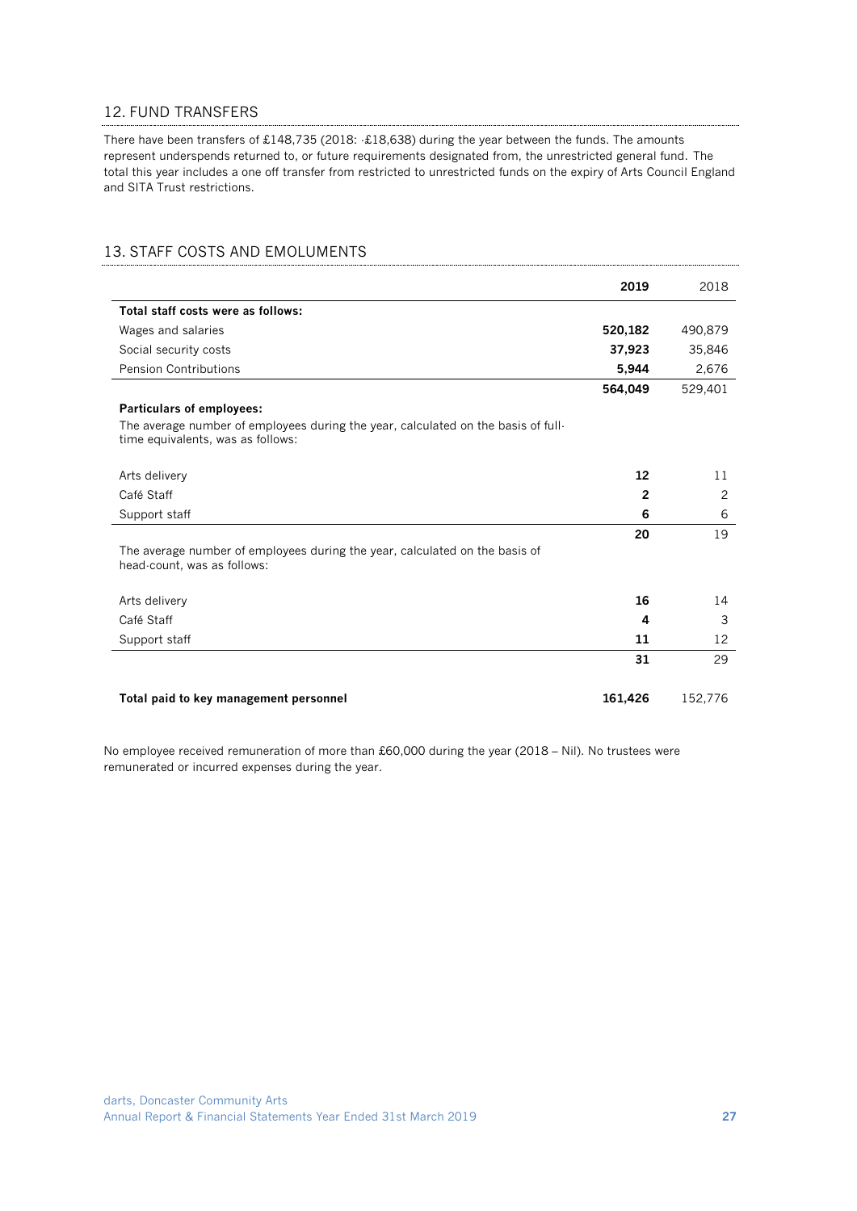## 12. FUND TRANSFERS

There have been transfers of £148,735 (2018: -£18,638) during the year between the funds. The amounts represent underspends returned to, or future requirements designated from, the unrestricted general fund. The total this year includes a one off transfer from restricted to unrestricted funds on the expiry of Arts Council England and SITA Trust restrictions.

## 13. STAFF COSTS AND EMOLUMENTS

| | **2019** | 2018 |
|---|---|---|
| **Total staff costs were as follows:** | | |
| Wages and salaries | **520,182** | 490,879 |
| Social security costs | **37,923** | 35,846 |
| Pension Contributions | **5,944** | 2,676 |
| | **564,049** | 529,401 |
| **Particulars of employees:** | | |
| The average number of employees during the year, calculated on the basis of full-time equivalents, was as follows: | | |
| Arts delivery | **12** | 11 |
| Café Staff | **2** | 2 |
| Support staff | **6** | 6 |
| | **20** | 19 |
| The average number of employees during the year, calculated on the basis of head-count, was as follows: | | |
| Arts delivery | **16** | 14 |
| Café Staff | **4** | 3 |
| Support staff | **11** | 12 |
| | **31** | 29 |
| **Total paid to key management personnel** | **161,426** | 152,776 |

No employee received remuneration of more than £60,000 during the year (2018 – Nil). No trustees were remunerated or incurred expenses during the year.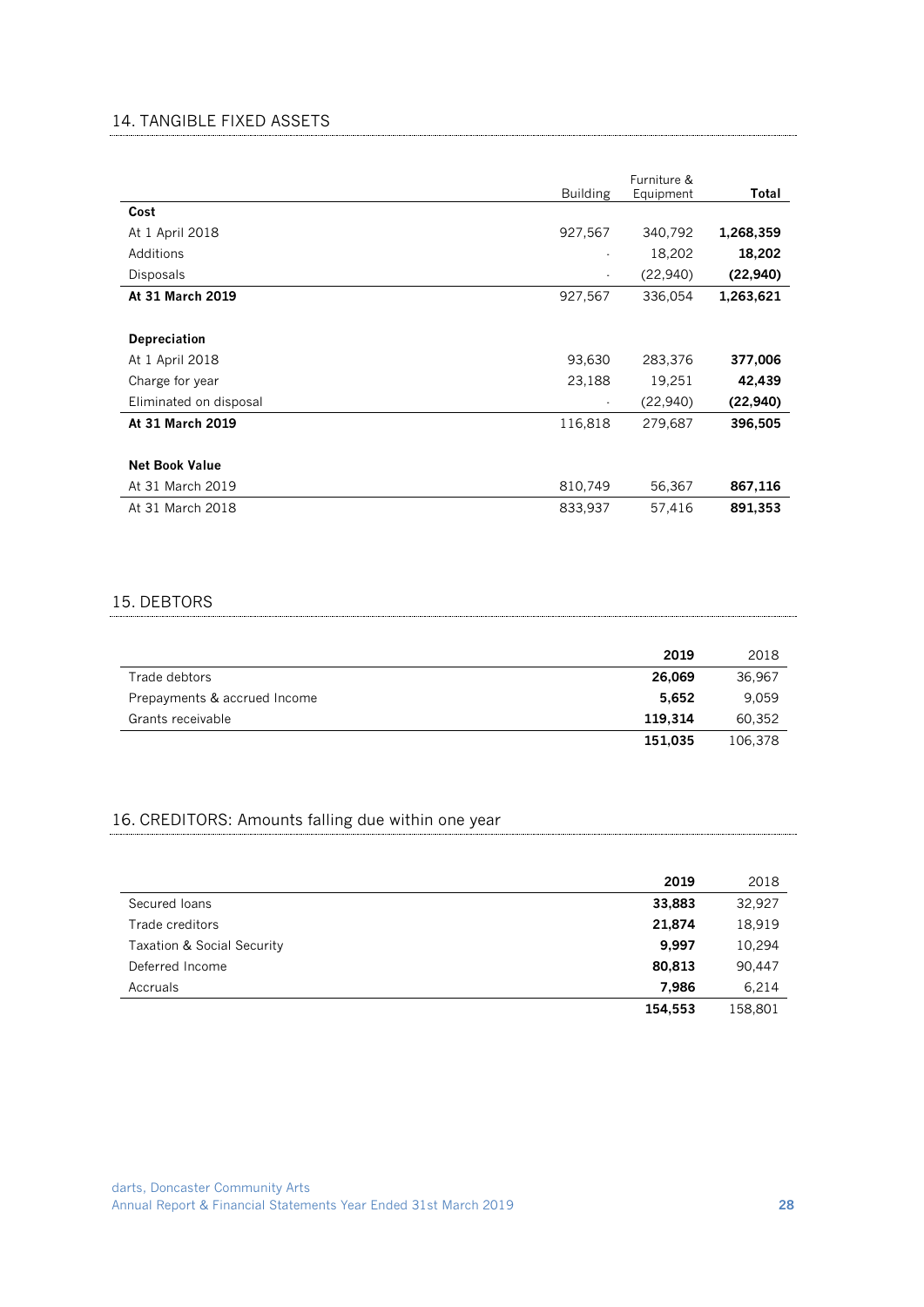## 14. TANGIBLE FIXED ASSETS

| | Building | Furniture & Equipment | **Total** |
|---|---|---|---|
| **Cost** | | | |
| At 1 April 2018 | 927,567 | 340,792 | **1,268,359** |
| Additions | - | 18,202 | **18,202** |
| Disposals | - | (22,940) | **(22,940)** |
| **At 31 March 2019** | 927,567 | 336,054 | **1,263,621** |
| | | | |
| **Depreciation** | | | |
| At 1 April 2018 | 93,630 | 283,376 | **377,006** |
| Charge for year | 23,188 | 19,251 | **42,439** |
| Eliminated on disposal | - | (22,940) | **(22,940)** |
| **At 31 March 2019** | 116,818 | 279,687 | **396,505** |
| | | | |
| **Net Book Value** | | | |
| At 31 March 2019 | 810,749 | 56,367 | **867,116** |
| At 31 March 2018 | 833,937 | 57,416 | **891,353** |

## 15. DEBTORS

| | **2019** | 2018 |
|---|---|---|
| Trade debtors | **26,069** | 36,967 |
| Prepayments & accrued Income | **5,652** | 9,059 |
| Grants receivable | **119,314** | 60,352 |
| | **151,035** | 106,378 |

## 16. CREDITORS: Amounts falling due within one year

| | **2019** | 2018 |
|---|---|---|
| Secured loans | **33,883** | 32,927 |
| Trade creditors | **21,874** | 18,919 |
| Taxation & Social Security | **9,997** | 10,294 |
| Deferred Income | **80,813** | 90,447 |
| Accruals | **7,986** | 6,214 |
| | **154,553** | 158,801 |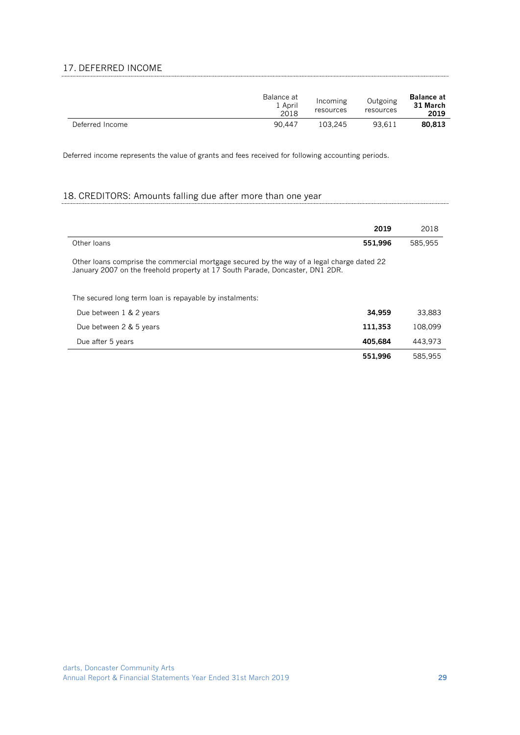## 17. DEFERRED INCOME

| | Balance at 1 April 2018 | Incoming resources | Outgoing resources | **Balance at 31 March 2019** |
|---|---|---|---|---|
| Deferred Income | 90,447 | 103,245 | 93,611 | **80,813** |

Deferred income represents the value of grants and fees received for following accounting periods.

## 18. CREDITORS: Amounts falling due after more than one year

| | **2019** | 2018 |
|---|---|---|
| Other loans | **551,996** | 585,955 |

Other loans comprise the commercial mortgage secured by the way of a legal charge dated 22 January 2007 on the freehold property at 17 South Parade, Doncaster, DN1 2DR.

The secured long term loan is repayable by instalments:

| | **2019** | 2018 |
|---|---|---|
| Due between 1 & 2 years | **34,959** | 33,883 |
| Due between 2 & 5 years | **111,353** | 108,099 |
| Due after 5 years | **405,684** | 443,973 |
| | **551,996** | 585,955 |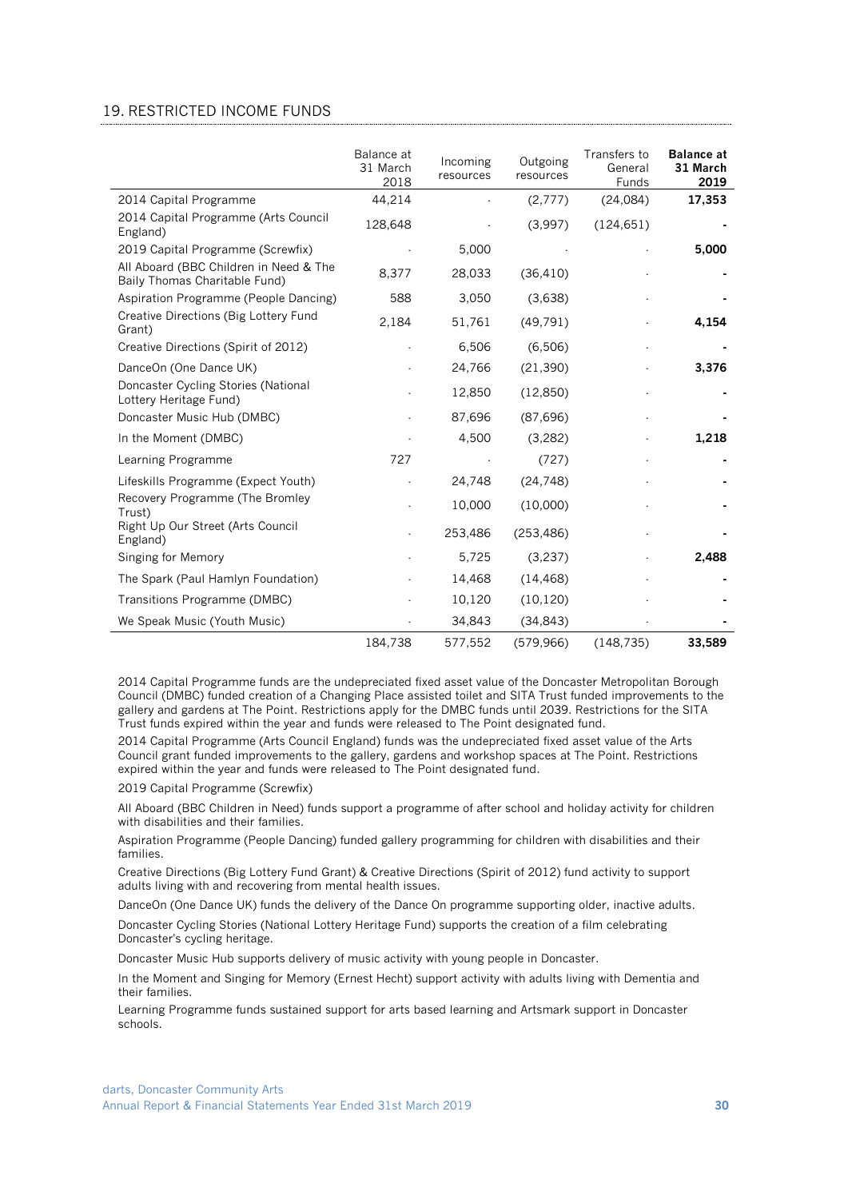## 19. RESTRICTED INCOME FUNDS

| | Balance at 31 March 2018 | Incoming resources | Outgoing resources | Transfers to General Funds | **Balance at 31 March 2019** |
|---|---|---|---|---|---|
| 2014 Capital Programme | 44,214 | - | (2,777) | (24,084) | **17,353** |
| 2014 Capital Programme (Arts Council England) | 128,648 | - | (3,997) | (124,651) | **-** |
| 2019 Capital Programme (Screwfix) | - | 5,000 | - | - | **5,000** |
| All Aboard (BBC Children in Need & The Baily Thomas Charitable Fund) | 8,377 | 28,033 | (36,410) | - | **-** |
| Aspiration Programme (People Dancing) | 588 | 3,050 | (3,638) | - | **-** |
| Creative Directions (Big Lottery Fund Grant) | 2,184 | 51,761 | (49,791) | - | **4,154** |
| Creative Directions (Spirit of 2012) | - | 6,506 | (6,506) | - | **-** |
| DanceOn (One Dance UK) | - | 24,766 | (21,390) | - | **3,376** |
| Doncaster Cycling Stories (National Lottery Heritage Fund) | - | 12,850 | (12,850) | - | **-** |
| Doncaster Music Hub (DMBC) | - | 87,696 | (87,696) | - | **-** |
| In the Moment (DMBC) | - | 4,500 | (3,282) | - | **1,218** |
| Learning Programme | 727 | - | (727) | - | **-** |
| Lifeskills Programme (Expect Youth) | - | 24,748 | (24,748) | - | **-** |
| Recovery Programme (The Bromley Trust) | - | 10,000 | (10,000) | - | **-** |
| Right Up Our Street (Arts Council England) | - | 253,486 | (253,486) | - | **-** |
| Singing for Memory | - | 5,725 | (3,237) | - | **2,488** |
| The Spark (Paul Hamlyn Foundation) | - | 14,468 | (14,468) | - | **-** |
| Transitions Programme (DMBC) | - | 10,120 | (10,120) | - | **-** |
| We Speak Music (Youth Music) | - | 34,843 | (34,843) | - | **-** |
| | 184,738 | 577,552 | (579,966) | (148,735) | **33,589** |

2014 Capital Programme funds are the undepreciated fixed asset value of the Doncaster Metropolitan Borough Council (DMBC) funded creation of a Changing Place assisted toilet and SITA Trust funded improvements to the gallery and gardens at The Point. Restrictions apply for the DMBC funds until 2039. Restrictions for the SITA Trust funds expired within the year and funds were released to The Point designated fund.

2014 Capital Programme (Arts Council England) funds was the undepreciated fixed asset value of the Arts Council grant funded improvements to the gallery, gardens and workshop spaces at The Point. Restrictions expired within the year and funds were released to The Point designated fund.

2019 Capital Programme (Screwfix)

All Aboard (BBC Children in Need) funds support a programme of after school and holiday activity for children with disabilities and their families.

Aspiration Programme (People Dancing) funded gallery programming for children with disabilities and their families.

Creative Directions (Big Lottery Fund Grant) & Creative Directions (Spirit of 2012) fund activity to support adults living with and recovering from mental health issues.

DanceOn (One Dance UK) funds the delivery of the Dance On programme supporting older, inactive adults.

Doncaster Cycling Stories (National Lottery Heritage Fund) supports the creation of a film celebrating Doncaster's cycling heritage.

Doncaster Music Hub supports delivery of music activity with young people in Doncaster.

In the Moment and Singing for Memory (Ernest Hecht) support activity with adults living with Dementia and their families.

Learning Programme funds sustained support for arts based learning and Artsmark support in Doncaster schools.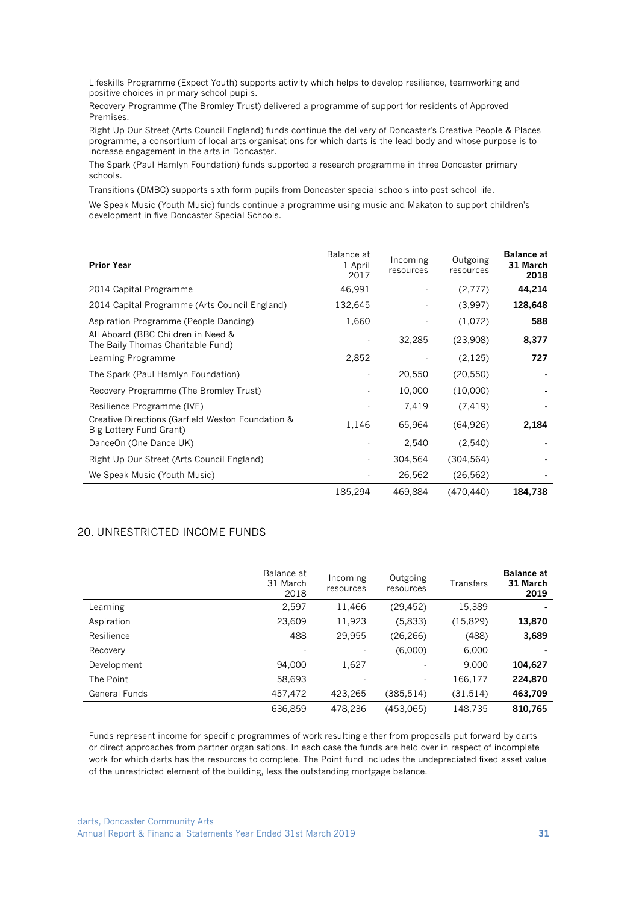Lifeskills Programme (Expect Youth) supports activity which helps to develop resilience, teamworking and positive choices in primary school pupils.

Recovery Programme (The Bromley Trust) delivered a programme of support for residents of Approved Premises.

Right Up Our Street (Arts Council England) funds continue the delivery of Doncaster's Creative People & Places programme, a consortium of local arts organisations for which darts is the lead body and whose purpose is to increase engagement in the arts in Doncaster.

The Spark (Paul Hamlyn Foundation) funds supported a research programme in three Doncaster primary schools.

Transitions (DMBC) supports sixth form pupils from Doncaster special schools into post school life.

We Speak Music (Youth Music) funds continue a programme using music and Makaton to support children's development in five Doncaster Special Schools.

| **Prior Year** | Balance at 1 April 2017 | Incoming resources | Outgoing resources | **Balance at 31 March 2018** |
|---|---|---|---|---|
| 2014 Capital Programme | 46,991 | - | (2,777) | **44,214** |
| 2014 Capital Programme (Arts Council England) | 132,645 | - | (3,997) | **128,648** |
| Aspiration Programme (People Dancing) | 1,660 | - | (1,072) | **588** |
| All Aboard (BBC Children in Need & The Baily Thomas Charitable Fund) | - | 32,285 | (23,908) | **8,377** |
| Learning Programme | 2,852 | - | (2,125) | **727** |
| The Spark (Paul Hamlyn Foundation) | - | 20,550 | (20,550) | **-** |
| Recovery Programme (The Bromley Trust) | - | 10,000 | (10,000) | **-** |
| Resilience Programme (IVE) | - | 7,419 | (7,419) | **-** |
| Creative Directions (Garfield Weston Foundation & Big Lottery Fund Grant) | 1,146 | 65,964 | (64,926) | **2,184** |
| DanceOn (One Dance UK) | - | 2,540 | (2,540) | **-** |
| Right Up Our Street (Arts Council England) | - | 304,564 | (304,564) | **-** |
| We Speak Music (Youth Music) | - | 26,562 | (26,562) | **-** |
| | 185,294 | 469,884 | (470,440) | **184,738** |

## 20. UNRESTRICTED INCOME FUNDS

| | Balance at 31 March 2018 | Incoming resources | Outgoing resources | Transfers | **Balance at 31 March 2019** |
|---|---|---|---|---|---|
| Learning | 2,597 | 11,466 | (29,452) | 15,389 | **-** |
| Aspiration | 23,609 | 11,923 | (5,833) | (15,829) | **13,870** |
| Resilience | 488 | 29,955 | (26,266) | (488) | **3,689** |
| Recovery | - | - | (6,000) | 6,000 | **-** |
| Development | 94,000 | 1,627 | - | 9,000 | **104,627** |
| The Point | 58,693 | - | - | 166,177 | **224,870** |
| General Funds | 457,472 | 423,265 | (385,514) | (31,514) | **463,709** |
| | 636,859 | 478,236 | (453,065) | 148,735 | **810,765** |

Funds represent income for specific programmes of work resulting either from proposals put forward by darts or direct approaches from partner organisations. In each case the funds are held over in respect of incomplete work for which darts has the resources to complete. The Point fund includes the undepreciated fixed asset value of the unrestricted element of the building, less the outstanding mortgage balance.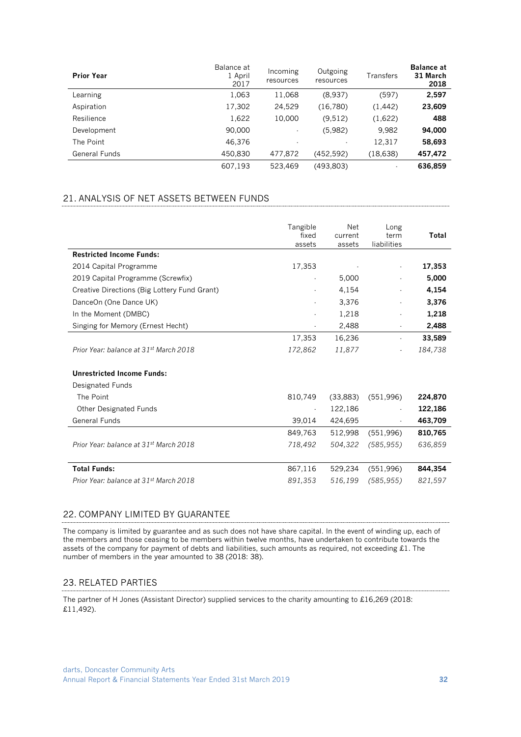| **Prior Year** | Balance at 1 April 2017 | Incoming resources | Outgoing resources | Transfers | **Balance at 31 March 2018** |
|---|---|---|---|---|---|
| Learning | 1,063 | 11,068 | (8,937) | (597) | **2,597** |
| Aspiration | 17,302 | 24,529 | (16,780) | (1,442) | **23,609** |
| Resilience | 1,622 | 10,000 | (9,512) | (1,622) | **488** |
| Development | 90,000 | - | (5,982) | 9,982 | **94,000** |
| The Point | 46,376 | - | - | 12,317 | **58,693** |
| General Funds | 450,830 | 477,872 | (452,592) | (18,638) | **457,472** |
| | 607,193 | 523,469 | (493,803) | - | **636,859** |

## 21. ANALYSIS OF NET ASSETS BETWEEN FUNDS

| | Tangible fixed assets | Net current assets | Long term liabilities | **Total** |
|---|---|---|---|---|
| **Restricted Income Funds:** | | | | |
| 2014 Capital Programme | 17,353 | - | - | **17,353** |
| 2019 Capital Programme (Screwfix) | - | 5,000 | - | **5,000** |
| Creative Directions (Big Lottery Fund Grant) | - | 4,154 | - | **4,154** |
| DanceOn (One Dance UK) | - | 3,376 | - | **3,376** |
| In the Moment (DMBC) | - | 1,218 | - | **1,218** |
| Singing for Memory (Ernest Hecht) | - | 2,488 | - | **2,488** |
| | 17,353 | 16,236 | - | **33,589** |
| *Prior Year: balance at 31st March 2018* | *172,862* | *11,877* | - | *184,738* |
| | | | | |
| **Unrestricted Income Funds:** | | | | |
| Designated Funds | | | | |
| The Point | 810,749 | (33,883) | (551,996) | **224,870** |
| Other Designated Funds | - | 122,186 | - | **122,186** |
| General Funds | 39,014 | 424,695 | - | **463,709** |
| | 849,763 | 512,998 | (551,996) | **810,765** |
| *Prior Year: balance at 31st March 2018* | *718,492* | *504,322* | *(585,955)* | *636,859* |
| | | | | |
| **Total Funds:** | 867,116 | 529,234 | (551,996) | **844,354** |
| *Prior Year: balance at 31st March 2018* | *891,353* | *516,199* | *(585,955)* | *821,597* |

## 22. COMPANY LIMITED BY GUARANTEE

The company is limited by guarantee and as such does not have share capital. In the event of winding up, each of the members and those ceasing to be members within twelve months, have undertaken to contribute towards the assets of the company for payment of debts and liabilities, such amounts as required, not exceeding £1. The number of members in the year amounted to 38 (2018: 38).

## 23. RELATED PARTIES

The partner of H Jones (Assistant Director) supplied services to the charity amounting to £16,269 (2018: £11,492).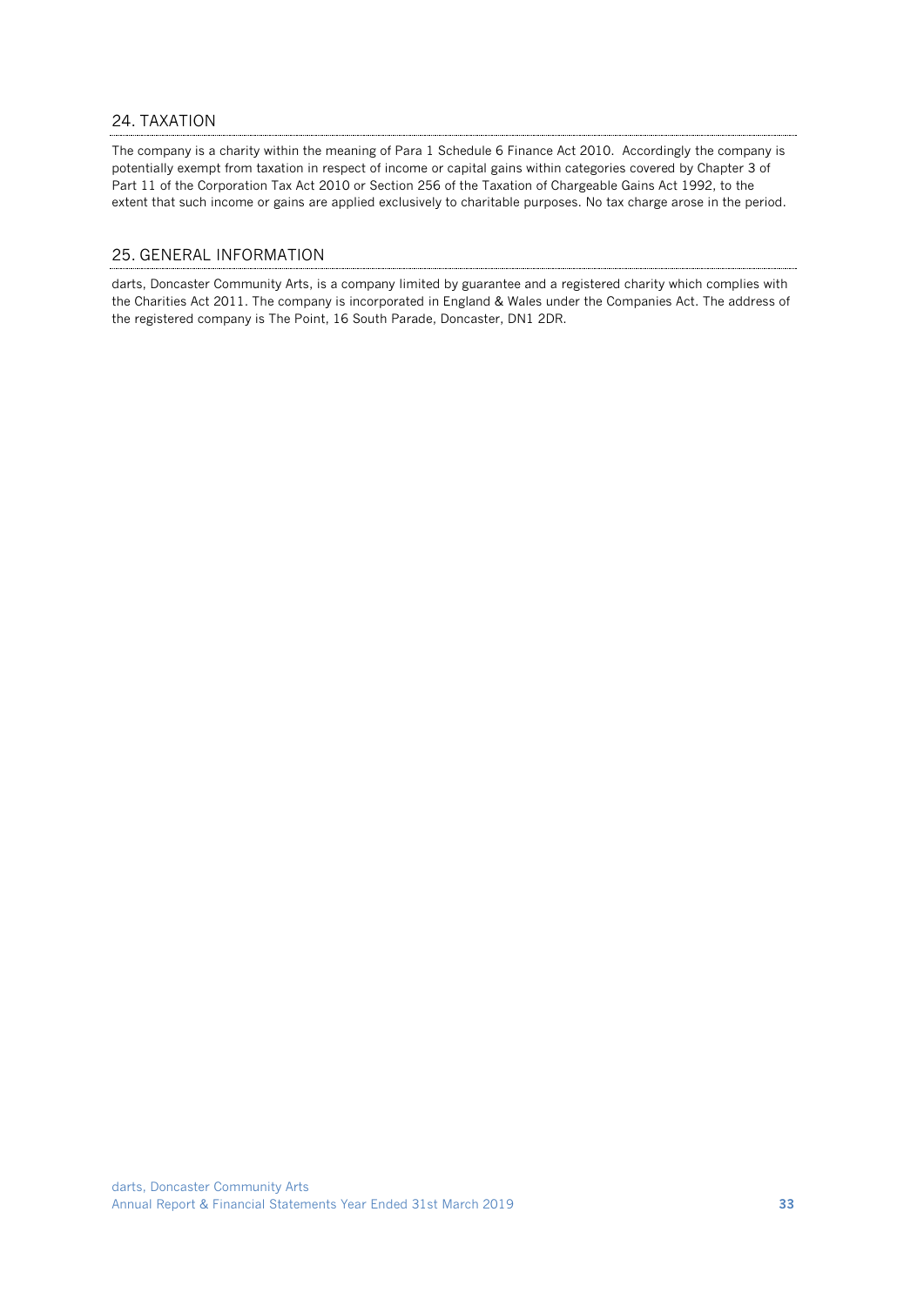## 24. TAXATION

The company is a charity within the meaning of Para 1 Schedule 6 Finance Act 2010. Accordingly the company is potentially exempt from taxation in respect of income or capital gains within categories covered by Chapter 3 of Part 11 of the Corporation Tax Act 2010 or Section 256 of the Taxation of Chargeable Gains Act 1992, to the extent that such income or gains are applied exclusively to charitable purposes. No tax charge arose in the period.

## 25. GENERAL INFORMATION

darts, Doncaster Community Arts, is a company limited by guarantee and a registered charity which complies with the Charities Act 2011. The company is incorporated in England & Wales under the Companies Act. The address of the registered company is The Point, 16 South Parade, Doncaster, DN1 2DR.